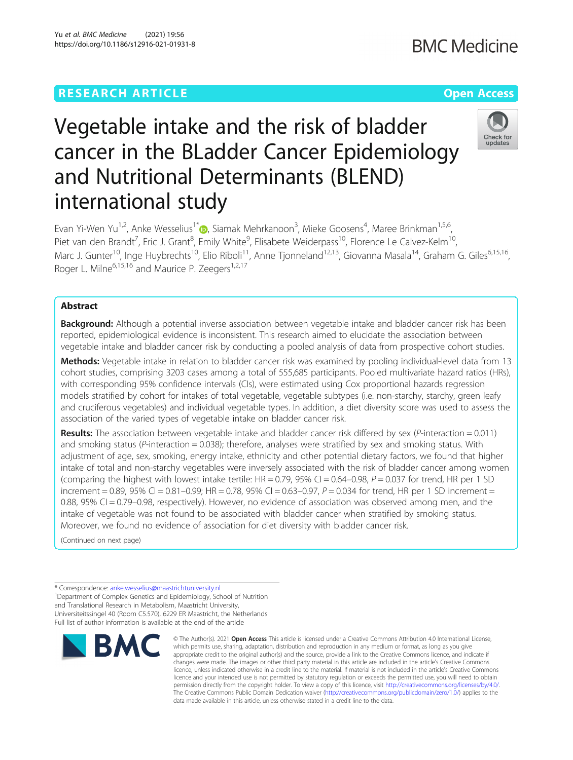RESEARCH ARTICLE

Open Access

# Vegetable intake and the risk of bladder cancer in the BLadder Cancer Epidemiology and Nutritional Determinants (BLEND) international study

Evan Yi-Wen Yu[1,2], Anke Wesselius[1*], Siamak Mehrkanoon[3], Mieke Goosens[4], Maree Brinkman[1,5,6], Piet van den Brandt[7], Eric J. Grant[8], Emily White[9], Elisabete Weiderpass[10], Florence Le Calvez-Kelm[10], Marc J. Gunter[10], Inge Huybrechts[10], Elio Riboli[11], Anne Tjonneland[12,13], Giovanna Masala[14], Graham G. Giles[6,15,16], Roger L. Milne[6,15,16] and Maurice P. Zeegers[1,2,17]

## Abstract

**Background:** Although a potential inverse association between vegetable intake and bladder cancer risk has been reported, epidemiological evidence is inconsistent. This research aimed to elucidate the association between vegetable intake and bladder cancer risk by conducting a pooled analysis of data from prospective cohort studies.

**Methods:** Vegetable intake in relation to bladder cancer risk was examined by pooling individual-level data from 13 cohort studies, comprising 3203 cases among a total of 555,685 participants. Pooled multivariate hazard ratios (HRs), with corresponding 95% confidence intervals (CIs), were estimated using Cox proportional hazards regression models stratified by cohort for intakes of total vegetable, vegetable subtypes (i.e. non-starchy, starchy, green leafy and cruciferous vegetables) and individual vegetable types. In addition, a diet diversity score was used to assess the association of the varied types of vegetable intake on bladder cancer risk.

**Results:** The association between vegetable intake and bladder cancer risk differed by sex ($P$-interaction = 0.011) and smoking status ($P$-interaction = 0.038); therefore, analyses were stratified by sex and smoking status. With adjustment of age, sex, smoking, energy intake, ethnicity and other potential dietary factors, we found that higher intake of total and non-starchy vegetables were inversely associated with the risk of bladder cancer among women (comparing the highest with lowest intake tertile: HR = 0.79, 95% CI = 0.64–0.98, $P$ = 0.037 for trend, HR per 1 SD increment = 0.89, 95% CI = 0.81–0.99; HR = 0.78, 95% CI = 0.63–0.97, $P$ = 0.034 for trend, HR per 1 SD increment = 0.88, 95% CI = 0.79–0.98, respectively). However, no evidence of association was observed among men, and the intake of vegetable was not found to be associated with bladder cancer when stratified by smoking status. Moreover, we found no evidence of association for diet diversity with bladder cancer risk.

(Continued on next page)

* Correspondence: anke.wesselius@maastrichtuniversity.nl
[1]Department of Complex Genetics and Epidemiology, School of Nutrition and Translational Research in Metabolism, Maastricht University, Universiteitssingel 40 (Room C5.570), 6229 ER Maastricht, the Netherlands
Full list of author information is available at the end of the article

© The Author(s). 2021 **Open Access** This article is licensed under a Creative Commons Attribution 4.0 International License, which permits use, sharing, adaptation, distribution and reproduction in any medium or format, as long as you give appropriate credit to the original author(s) and the source, provide a link to the Creative Commons licence, and indicate if changes were made. The images or other third party material in this article are included in the article's Creative Commons licence, unless indicated otherwise in a credit line to the material. If material is not included in the article's Creative Commons licence and your intended use is not permitted by statutory regulation or exceeds the permitted use, you will need to obtain permission directly from the copyright holder. To view a copy of this licence, visit http://creativecommons.org/licenses/by/4.0/. The Creative Commons Public Domain Dedication waiver (http://creativecommons.org/publicdomain/zero/1.0/) applies to the data made available in this article, unless otherwise stated in a credit line to the data.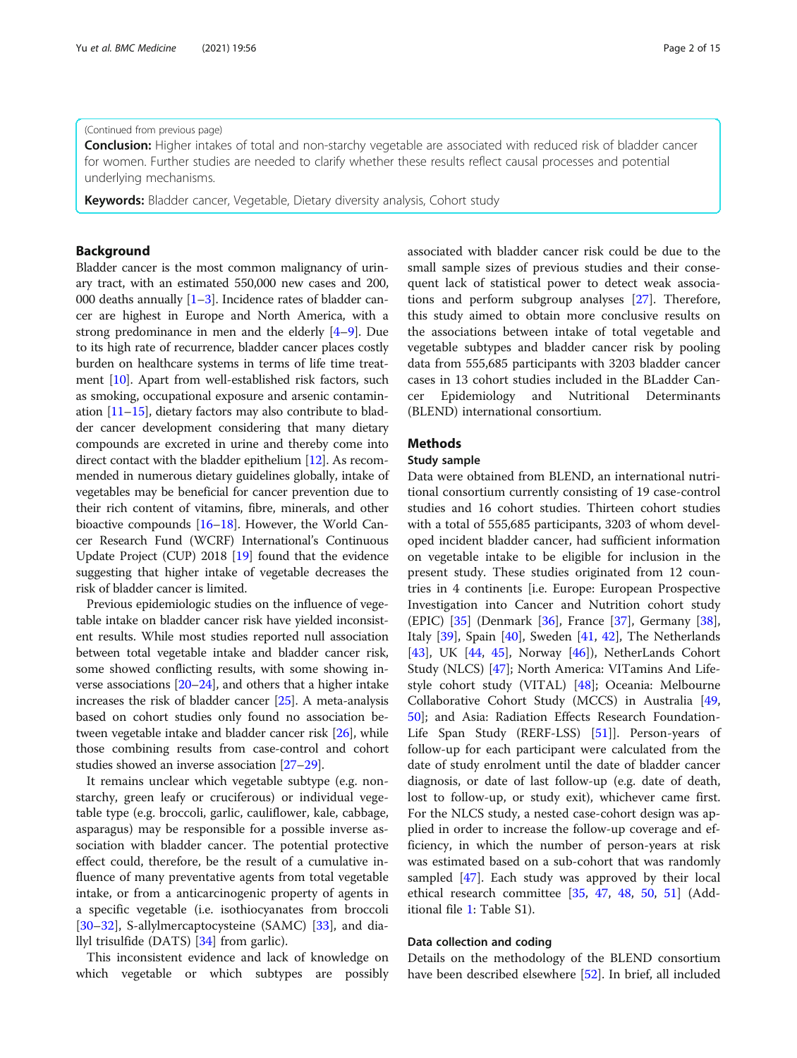(Continued from previous page)

**Conclusion:** Higher intakes of total and non-starchy vegetable are associated with reduced risk of bladder cancer for women. Further studies are needed to clarify whether these results reflect causal processes and potential underlying mechanisms.

**Keywords:** Bladder cancer, Vegetable, Dietary diversity analysis, Cohort study

## Background

Bladder cancer is the most common malignancy of urinary tract, with an estimated 550,000 new cases and 200, 000 deaths annually [1–3]. Incidence rates of bladder cancer are highest in Europe and North America, with a strong predominance in men and the elderly [4–9]. Due to its high rate of recurrence, bladder cancer places costly burden on healthcare systems in terms of life time treatment [10]. Apart from well-established risk factors, such as smoking, occupational exposure and arsenic contamination [11–15], dietary factors may also contribute to bladder cancer development considering that many dietary compounds are excreted in urine and thereby come into direct contact with the bladder epithelium [12]. As recommended in numerous dietary guidelines globally, intake of vegetables may be beneficial for cancer prevention due to their rich content of vitamins, fibre, minerals, and other bioactive compounds [16–18]. However, the World Cancer Research Fund (WCRF) International's Continuous Update Project (CUP) 2018 [19] found that the evidence suggesting that higher intake of vegetable decreases the risk of bladder cancer is limited.

Previous epidemiologic studies on the influence of vegetable intake on bladder cancer risk have yielded inconsistent results. While most studies reported null association between total vegetable intake and bladder cancer risk, some showed conflicting results, with some showing inverse associations [20–24], and others that a higher intake increases the risk of bladder cancer [25]. A meta-analysis based on cohort studies only found no association between vegetable intake and bladder cancer risk [26], while those combining results from case-control and cohort studies showed an inverse association [27–29].

It remains unclear which vegetable subtype (e.g. non-starchy, green leafy or cruciferous) or individual vegetable type (e.g. broccoli, garlic, cauliflower, kale, cabbage, asparagus) may be responsible for a possible inverse association with bladder cancer. The potential protective effect could, therefore, be the result of a cumulative influence of many preventative agents from total vegetable intake, or from a anticarcinogenic property of agents in a specific vegetable (i.e. isothiocyanates from broccoli [30–32], S-allylmercaptocysteine (SAMC) [33], and diallyl trisulfide (DATS) [34] from garlic).

This inconsistent evidence and lack of knowledge on which vegetable or which subtypes are possibly associated with bladder cancer risk could be due to the small sample sizes of previous studies and their consequent lack of statistical power to detect weak associations and perform subgroup analyses [27]. Therefore, this study aimed to obtain more conclusive results on the associations between intake of total vegetable and vegetable subtypes and bladder cancer risk by pooling data from 555,685 participants with 3203 bladder cancer cases in 13 cohort studies included in the BLadder Cancer Epidemiology and Nutritional Determinants (BLEND) international consortium.

## Methods

### Study sample

Data were obtained from BLEND, an international nutritional consortium currently consisting of 19 case-control studies and 16 cohort studies. Thirteen cohort studies with a total of 555,685 participants, 3203 of whom developed incident bladder cancer, had sufficient information on vegetable intake to be eligible for inclusion in the present study. These studies originated from 12 countries in 4 continents [i.e. Europe: European Prospective Investigation into Cancer and Nutrition cohort study (EPIC) [35] (Denmark [36], France [37], Germany [38], Italy [39], Spain [40], Sweden [41, 42], The Netherlands [43], UK [44, 45], Norway [46]), NetherLands Cohort Study (NLCS) [47]; North America: VITamins And Lifestyle cohort study (VITAL) [48]; Oceania: Melbourne Collaborative Cohort Study (MCCS) in Australia [49, 50]; and Asia: Radiation Effects Research Foundation-Life Span Study (RERF-LSS) [51]]. Person-years of follow-up for each participant were calculated from the date of study enrolment until the date of bladder cancer diagnosis, or date of last follow-up (e.g. date of death, lost to follow-up, or study exit), whichever came first. For the NLCS study, a nested case-cohort design was applied in order to increase the follow-up coverage and efficiency, in which the number of person-years at risk was estimated based on a sub-cohort that was randomly sampled [47]. Each study was approved by their local ethical research committee [35, 47, 48, 50, 51] (Additional file 1: Table S1).

### Data collection and coding

Details on the methodology of the BLEND consortium have been described elsewhere [52]. In brief, all included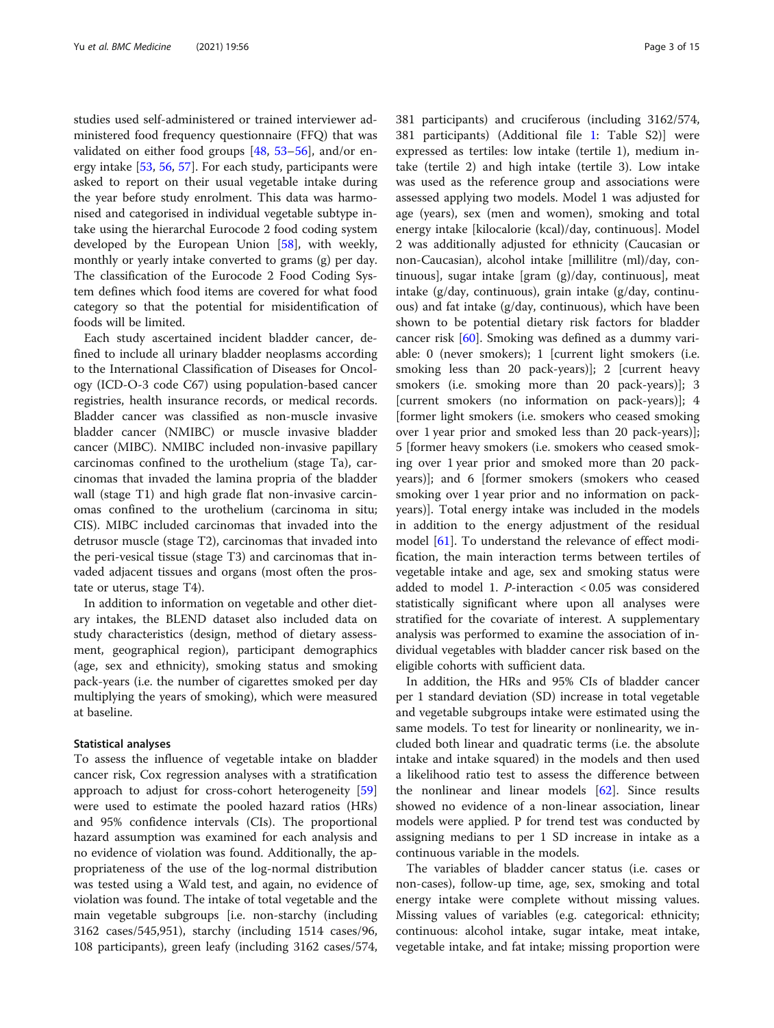studies used self-administered or trained interviewer administered food frequency questionnaire (FFQ) that was validated on either food groups [48, 53–56], and/or energy intake [53, 56, 57]. For each study, participants were asked to report on their usual vegetable intake during the year before study enrolment. This data was harmonised and categorised in individual vegetable subtype intake using the hierarchal Eurocode 2 food coding system developed by the European Union [58], with weekly, monthly or yearly intake converted to grams (g) per day. The classification of the Eurocode 2 Food Coding System defines which food items are covered for what food category so that the potential for misidentification of foods will be limited.

Each study ascertained incident bladder cancer, defined to include all urinary bladder neoplasms according to the International Classification of Diseases for Oncology (ICD-O-3 code C67) using population-based cancer registries, health insurance records, or medical records. Bladder cancer was classified as non-muscle invasive bladder cancer (NMIBC) or muscle invasive bladder cancer (MIBC). NMIBC included non-invasive papillary carcinomas confined to the urothelium (stage Ta), carcinomas that invaded the lamina propria of the bladder wall (stage T1) and high grade flat non-invasive carcinomas confined to the urothelium (carcinoma in situ; CIS). MIBC included carcinomas that invaded into the detrusor muscle (stage T2), carcinomas that invaded into the peri-vesical tissue (stage T3) and carcinomas that invaded adjacent tissues and organs (most often the prostate or uterus, stage T4).

In addition to information on vegetable and other dietary intakes, the BLEND dataset also included data on study characteristics (design, method of dietary assessment, geographical region), participant demographics (age, sex and ethnicity), smoking status and smoking pack-years (i.e. the number of cigarettes smoked per day multiplying the years of smoking), which were measured at baseline.

### Statistical analyses

To assess the influence of vegetable intake on bladder cancer risk, Cox regression analyses with a stratification approach to adjust for cross-cohort heterogeneity [59] were used to estimate the pooled hazard ratios (HRs) and 95% confidence intervals (CIs). The proportional hazard assumption was examined for each analysis and no evidence of violation was found. Additionally, the appropriateness of the use of the log-normal distribution was tested using a Wald test, and again, no evidence of violation was found. The intake of total vegetable and the main vegetable subgroups [i.e. non-starchy (including 3162 cases/545,951), starchy (including 1514 cases/96,108 participants), green leafy (including 3162 cases/574,381 participants) and cruciferous (including 3162/574,381 participants) (Additional file 1: Table S2)] were expressed as tertiles: low intake (tertile 1), medium intake (tertile 2) and high intake (tertile 3). Low intake was used as the reference group and associations were assessed applying two models. Model 1 was adjusted for age (years), sex (men and women), smoking and total energy intake [kilocalorie (kcal)/day, continuous]. Model 2 was additionally adjusted for ethnicity (Caucasian or non-Caucasian), alcohol intake [millilitre (ml)/day, continuous], sugar intake [gram (g)/day, continuous], meat intake (g/day, continuous), grain intake (g/day, continuous) and fat intake (g/day, continuous), which have been shown to be potential dietary risk factors for bladder cancer risk [60]. Smoking was defined as a dummy variable: 0 (never smokers); 1 [current light smokers (i.e. smoking less than 20 pack-years)]; 2 [current heavy smokers (i.e. smoking more than 20 pack-years)]; 3 [current smokers (no information on pack-years)]; 4 [former light smokers (i.e. smokers who ceased smoking over 1 year prior and smoked less than 20 pack-years)]; 5 [former heavy smokers (i.e. smokers who ceased smoking over 1 year prior and smoked more than 20 pack-years)]; and 6 [former smokers (smokers who ceased smoking over 1 year prior and no information on pack-years)]. Total energy intake was included in the models in addition to the energy adjustment of the residual model [61]. To understand the relevance of effect modification, the main interaction terms between tertiles of vegetable intake and age, sex and smoking status were added to model 1. *P*-interaction $< 0.05$ was considered statistically significant where upon all analyses were stratified for the covariate of interest. A supplementary analysis was performed to examine the association of individual vegetables with bladder cancer risk based on the eligible cohorts with sufficient data.

In addition, the HRs and 95% CIs of bladder cancer per 1 standard deviation (SD) increase in total vegetable and vegetable subgroups intake were estimated using the same models. To test for linearity or nonlinearity, we included both linear and quadratic terms (i.e. the absolute intake and intake squared) in the models and then used a likelihood ratio test to assess the difference between the nonlinear and linear models [62]. Since results showed no evidence of a non-linear association, linear models were applied. P for trend test was conducted by assigning medians to per 1 SD increase in intake as a continuous variable in the models.

The variables of bladder cancer status (i.e. cases or non-cases), follow-up time, age, sex, smoking and total energy intake were complete without missing values. Missing values of variables (e.g. categorical: ethnicity; continuous: alcohol intake, sugar intake, meat intake, vegetable intake, and fat intake; missing proportion were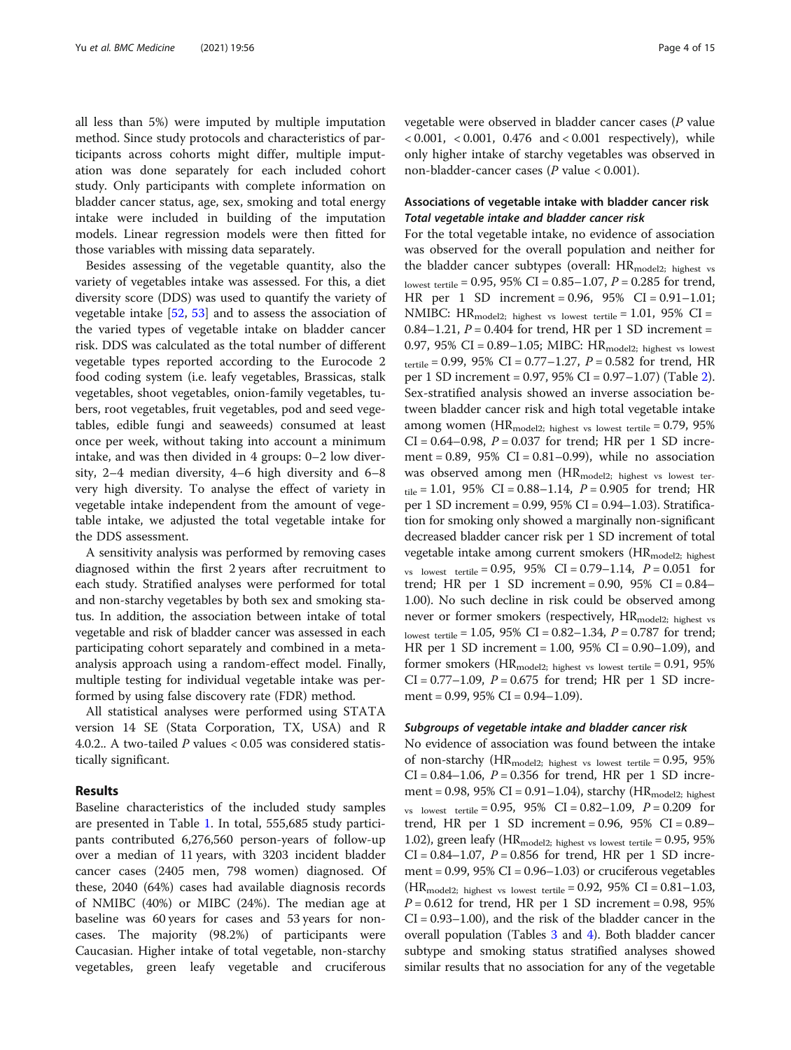all less than 5%) were imputed by multiple imputation method. Since study protocols and characteristics of participants across cohorts might differ, multiple imputation was done separately for each included cohort study. Only participants with complete information on bladder cancer status, age, sex, smoking and total energy intake were included in building of the imputation models. Linear regression models were then fitted for those variables with missing data separately.

Besides assessing of the vegetable quantity, also the variety of vegetables intake was assessed. For this, a diet diversity score (DDS) was used to quantify the variety of vegetable intake [52, 53] and to assess the association of the varied types of vegetable intake on bladder cancer risk. DDS was calculated as the total number of different vegetable types reported according to the Eurocode 2 food coding system (i.e. leafy vegetables, Brassicas, stalk vegetables, shoot vegetables, onion-family vegetables, tubers, root vegetables, fruit vegetables, pod and seed vegetables, edible fungi and seaweeds) consumed at least once per week, without taking into account a minimum intake, and was then divided in 4 groups: 0–2 low diversity, 2–4 median diversity, 4–6 high diversity and 6–8 very high diversity. To analyse the effect of variety in vegetable intake independent from the amount of vegetable intake, we adjusted the total vegetable intake for the DDS assessment.

A sensitivity analysis was performed by removing cases diagnosed within the first 2 years after recruitment to each study. Stratified analyses were performed for total and non-starchy vegetables by both sex and smoking status. In addition, the association between intake of total vegetable and risk of bladder cancer was assessed in each participating cohort separately and combined in a meta-analysis approach using a random-effect model. Finally, multiple testing for individual vegetable intake was performed by using false discovery rate (FDR) method.

All statistical analyses were performed using STATA version 14 SE (Stata Corporation, TX, USA) and R 4.0.2.. A two-tailed $P$ values < 0.05 was considered statistically significant.

## Results

Baseline characteristics of the included study samples are presented in Table 1. In total, 555,685 study participants contributed 6,276,560 person-years of follow-up over a median of 11 years, with 3203 incident bladder cancer cases (2405 men, 798 women) diagnosed. Of these, 2040 (64%) cases had available diagnosis records of NMIBC (40%) or MIBC (24%). The median age at baseline was 60 years for cases and 53 years for non-cases. The majority (98.2%) of participants were Caucasian. Higher intake of total vegetable, non-starchy vegetables, green leafy vegetable and cruciferous vegetable were observed in bladder cancer cases ($P$ value < 0.001, < 0.001, 0.476 and < 0.001 respectively), while only higher intake of starchy vegetables was observed in non-bladder-cancer cases ($P$ value < 0.001).

### Associations of vegetable intake with bladder cancer risk

#### *Total vegetable intake and bladder cancer risk*

For the total vegetable intake, no evidence of association was observed for the overall population and neither for the bladder cancer subtypes (overall: $HR_{model2;\ highest\ vs\ lowest\ tertile} = 0.95$, 95% CI = 0.85–1.07, $P = 0.285$ for trend, HR per 1 SD increment = 0.96, 95% CI = 0.91–1.01; NMIBC: $HR_{model2;\ highest\ vs\ lowest\ tertile} = 1.01$, 95% CI = 0.84–1.21, $P = 0.404$ for trend, HR per 1 SD increment = 0.97, 95% CI = 0.89–1.05; MIBC: $HR_{model2;\ highest\ vs\ lowest\ tertile} = 0.99$, 95% CI = 0.77–1.27, $P = 0.582$ for trend, HR per 1 SD increment = 0.97, 95% CI = 0.97–1.07) (Table 2). Sex-stratified analysis showed an inverse association between bladder cancer risk and high total vegetable intake among women ($HR_{model2;\ highest\ vs\ lowest\ tertile} = 0.79$, 95% CI = 0.64–0.98, $P = 0.037$ for trend; HR per 1 SD increment = 0.89, 95% CI = 0.81–0.99), while no association was observed among men ($HR_{model2;\ highest\ vs\ lowest\ tertile} = 1.01$, 95% CI = 0.88–1.14, $P = 0.905$ for trend; HR per 1 SD increment = 0.99, 95% CI = 0.94–1.03). Stratification for smoking only showed a marginally non-significant decreased bladder cancer risk per 1 SD increment of total vegetable intake among current smokers ($HR_{model2;\ highest\ vs\ lowest\ tertile} = 0.95$, 95% CI = 0.79–1.14, $P = 0.051$ for trend; HR per 1 SD increment = 0.90, 95% CI = 0.84–1.00). No such decline in risk could be observed among never or former smokers (respectively, $HR_{model2;\ highest\ vs\ lowest\ tertile} = 1.05$, 95% CI = 0.82–1.34, $P = 0.787$ for trend; HR per 1 SD increment = 1.00, 95% CI = 0.90–1.09), and former smokers ($HR_{model2;\ highest\ vs\ lowest\ tertile} = 0.91$, 95% CI = 0.77–1.09, $P = 0.675$ for trend; HR per 1 SD increment = 0.99, 95% CI = 0.94–1.09).

#### *Subgroups of vegetable intake and bladder cancer risk*

No evidence of association was found between the intake of non-starchy ($HR_{model2;\ highest\ vs\ lowest\ tertile} = 0.95$, 95% CI = 0.84–1.06, $P = 0.356$ for trend, HR per 1 SD increment = 0.98, 95% CI = 0.91–1.04), starchy ($HR_{model2;\ highest\ vs\ lowest\ tertile} = 0.95$, 95% CI = 0.82–1.09, $P = 0.209$ for trend, HR per 1 SD increment = 0.96, 95% CI = 0.89–1.02), green leafy ($HR_{model2;\ highest\ vs\ lowest\ tertile} = 0.95$, 95% CI = 0.84–1.07, $P = 0.856$ for trend, HR per 1 SD increment = 0.99, 95% CI = 0.96–1.03) or cruciferous vegetables ($HR_{model2;\ highest\ vs\ lowest\ tertile} = 0.92$, 95% CI = 0.81–1.03, $P = 0.612$ for trend, HR per 1 SD increment = 0.98, 95% CI = 0.93–1.00), and the risk of the bladder cancer in the overall population (Tables 3 and 4). Both bladder cancer subtype and smoking status stratified analyses showed similar results that no association for any of the vegetable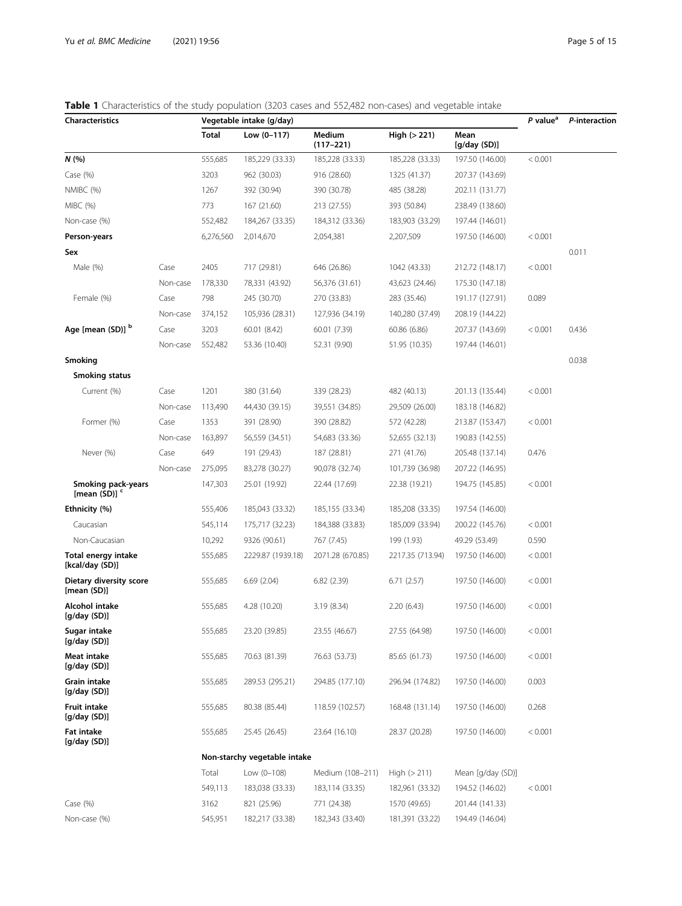**Table 1** Characteristics of the study population (3203 cases and 552,482 non-cases) and vegetable intake

| Characteristics | | Vegetable intake (g/day) | | | | | *P* value[a] | *P*-interaction |
|---|---|---|---|---|---|---|---|---|
| | | Total | Low (0–117) | Medium (117–221) | High (> 221) | Mean [g/day (SD)] | | |
| ***N* (%)** | | 555,685 | 185,229 (33.33) | 185,228 (33.33) | 185,228 (33.33) | 197.50 (146.00) | < 0.001 | |
| Case (%) | | 3203 | 962 (30.03) | 916 (28.60) | 1325 (41.37) | 207.37 (143.69) | | |
| NMIBC (%) | | 1267 | 392 (30.94) | 390 (30.78) | 485 (38.28) | 202.11 (131.77) | | |
| MIBC (%) | | 773 | 167 (21.60) | 213 (27.55) | 393 (50.84) | 238.49 (138.60) | | |
| Non-case (%) | | 552,482 | 184,267 (33.35) | 184,312 (33.36) | 183,903 (33.29) | 197.44 (146.01) | | |
| **Person-years** | | 6,276,560 | 2,014,670 | 2,054,381 | 2,207,509 | 197.50 (146.00) | < 0.001 | |
| **Sex** | | | | | | | | 0.011 |
| Male (%) | Case | 2405 | 717 (29.81) | 646 (26.86) | 1042 (43.33) | 212.72 (148.17) | < 0.001 | |
| | Non-case | 178,330 | 78,331 (43.92) | 56,376 (31.61) | 43,623 (24.46) | 175.30 (147.18) | | |
| Female (%) | Case | 798 | 245 (30.70) | 270 (33.83) | 283 (35.46) | 191.17 (127.91) | 0.089 | |
| | Non-case | 374,152 | 105,936 (28.31) | 127,936 (34.19) | 140,280 (37.49) | 208.19 (144.22) | | |
| **Age [mean (SD)]** [b] | Case | 3203 | 60.01 (8.42) | 60.01 (7.39) | 60.86 (6.86) | 207.37 (143.69) | < 0.001 | 0.436 |
| | Non-case | 552,482 | 53.36 (10.40) | 52.31 (9.90) | 51.95 (10.35) | 197.44 (146.01) | | |
| **Smoking** | | | | | | | | 0.038 |
| **Smoking status** | | | | | | | | |
| Current (%) | Case | 1201 | 380 (31.64) | 339 (28.23) | 482 (40.13) | 201.13 (135.44) | < 0.001 | |
| | Non-case | 113,490 | 44,430 (39.15) | 39,551 (34.85) | 29,509 (26.00) | 183.18 (146.82) | | |
| Former (%) | Case | 1353 | 391 (28.90) | 390 (28.82) | 572 (42.28) | 213.87 (153.47) | < 0.001 | |
| | Non-case | 163,897 | 56,559 (34.51) | 54,683 (33.36) | 52,655 (32.13) | 190.83 (142.55) | | |
| Never (%) | Case | 649 | 191 (29.43) | 187 (28.81) | 271 (41.76) | 205.48 (137.14) | 0.476 | |
| | Non-case | 275,095 | 83,278 (30.27) | 90,078 (32.74) | 101,739 (36.98) | 207.22 (146.95) | | |
| **Smoking pack-years [mean (SD)]** [c] | | 147,303 | 25.01 (19.92) | 22.44 (17.69) | 22.38 (19.21) | 194.75 (145.85) | < 0.001 | |
| **Ethnicity (%)** | | 555,406 | 185,043 (33.32) | 185,155 (33.34) | 185,208 (33.35) | 197.54 (146.00) | | |
| Caucasian | | 545,114 | 175,717 (32.23) | 184,388 (33.83) | 185,009 (33.94) | 200.22 (145.76) | < 0.001 | |
| Non-Caucasian | | 10,292 | 9326 (90.61) | 767 (7.45) | 199 (1.93) | 49.29 (53.49) | 0.590 | |
| **Total energy intake [kcal/day (SD)]** | | 555,685 | 2229.87 (1939.18) | 2071.28 (670.85) | 2217.35 (713.94) | 197.50 (146.00) | < 0.001 | |
| **Dietary diversity score [mean (SD)]** | | 555,685 | 6.69 (2.04) | 6.82 (2.39) | 6.71 (2.57) | 197.50 (146.00) | < 0.001 | |
| **Alcohol intake [g/day (SD)]** | | 555,685 | 4.28 (10.20) | 3.19 (8.34) | 2.20 (6.43) | 197.50 (146.00) | < 0.001 | |
| **Sugar intake [g/day (SD)]** | | 555,685 | 23.20 (39.85) | 23.55 (46.67) | 27.55 (64.98) | 197.50 (146.00) | < 0.001 | |
| **Meat intake [g/day (SD)]** | | 555,685 | 70.63 (81.39) | 76.63 (53.73) | 85.65 (61.73) | 197.50 (146.00) | < 0.001 | |
| **Grain intake [g/day (SD)]** | | 555,685 | 289.53 (295.21) | 294.85 (177.10) | 296.94 (174.82) | 197.50 (146.00) | 0.003 | |
| **Fruit intake [g/day (SD)]** | | 555,685 | 80.38 (85.44) | 118.59 (102.57) | 168.48 (131.14) | 197.50 (146.00) | 0.268 | |
| **Fat intake [g/day (SD)]** | | 555,685 | 25.45 (26.45) | 23.64 (16.10) | 28.37 (20.28) | 197.50 (146.00) | < 0.001 | |
| | | **Non-starchy vegetable intake** | | | | | | |
| | | Total | Low (0–108) | Medium (108–211) | High (> 211) | Mean [g/day (SD)] | | |
| | | 549,113 | 183,038 (33.33) | 183,114 (33.35) | 182,961 (33.32) | 194.52 (146.02) | < 0.001 | |
| Case (%) | | 3162 | 821 (25.96) | 771 (24.38) | 1570 (49.65) | 201.44 (141.33) | | |
| Non-case (%) | | 545,951 | 182,217 (33.38) | 182,343 (33.40) | 181,391 (33.22) | 194.49 (146.04) | | |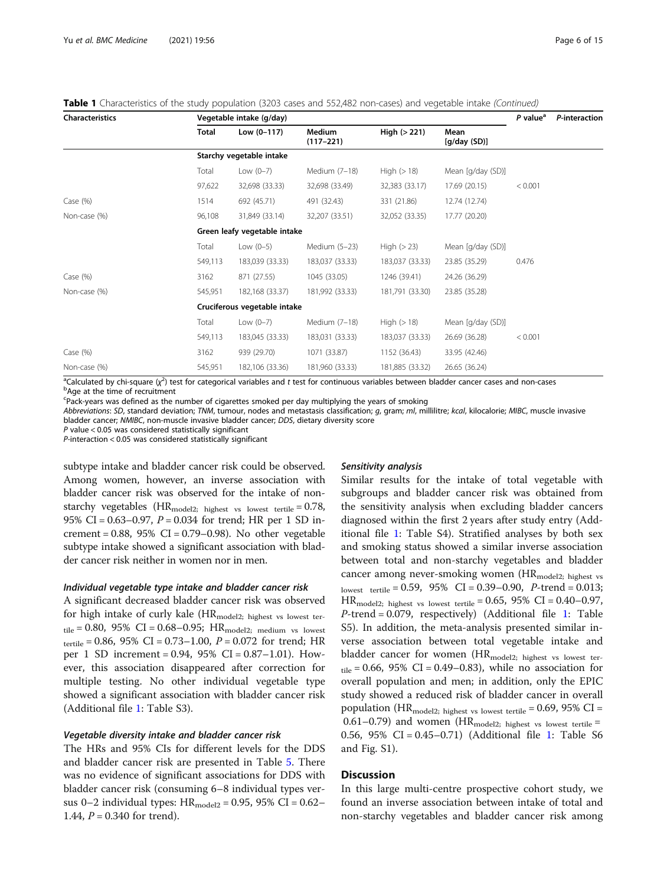**Table 1** Characteristics of the study population (3203 cases and 552,482 non-cases) and vegetable intake *(Continued)*

| Characteristics | Vegetable intake (g/day) | | | | | P value[a] | P-interaction |
|---|---|---|---|---|---|---|---|
| | Total | Low (0–117) | Medium (117–221) | High (> 221) | Mean [g/day (SD)] | | |
| | Starchy vegetable intake | | | | | | |
| | Total | Low (0–7) | Medium (7–18) | High (> 18) | Mean [g/day (SD)] | | |
| | 97,622 | 32,698 (33.33) | 32,698 (33.49) | 32,383 (33.17) | 17.69 (20.15) | < 0.001 | |
| Case (%) | 1514 | 692 (45.71) | 491 (32.43) | 331 (21.86) | 12.74 (12.74) | | |
| Non-case (%) | 96,108 | 31,849 (33.14) | 32,207 (33.51) | 32,052 (33.35) | 17.77 (20.20) | | |
| | Green leafy vegetable intake | | | | | | |
| | Total | Low (0–5) | Medium (5–23) | High (> 23) | Mean [g/day (SD)] | | |
| | 549,113 | 183,039 (33.33) | 183,037 (33.33) | 183,037 (33.33) | 23.85 (35.29) | 0.476 | |
| Case (%) | 3162 | 871 (27.55) | 1045 (33.05) | 1246 (39.41) | 24.26 (36.29) | | |
| Non-case (%) | 545,951 | 182,168 (33.37) | 181,992 (33.33) | 181,791 (33.30) | 23.85 (35.28) | | |
| | Cruciferous vegetable intake | | | | | | |
| | Total | Low (0–7) | Medium (7–18) | High (> 18) | Mean [g/day (SD)] | | |
| | 549,113 | 183,045 (33.33) | 183,031 (33.33) | 183,037 (33.33) | 26.69 (36.28) | < 0.001 | |
| Case (%) | 3162 | 939 (29.70) | 1071 (33.87) | 1152 (36.43) | 33.95 (42.46) | | |
| Non-case (%) | 545,951 | 182,106 (33.36) | 181,960 (33.33) | 181,885 (33.32) | 26.65 (36.24) | | |

[a]Calculated by chi-square ($\chi^2$) test for categorical variables and *t* test for continuous variables between bladder cancer cases and non-cases
[b]Age at the time of recruitment
[c]Pack-years was defined as the number of cigarettes smoked per day multiplying the years of smoking
*Abbreviations*: *SD*, standard deviation; *TNM*, tumour, nodes and metastasis classification; *g*, gram; *ml*, millilitre; *kcal*, kilocalorie; *MIBC*, muscle invasive bladder cancer; *NMIBC*, non-muscle invasive bladder cancer; *DDS*, dietary diversity score
*P* value < 0.05 was considered statistically significant
*P*-interaction < 0.05 was considered statistically significant

subtype intake and bladder cancer risk could be observed. Among women, however, an inverse association with bladder cancer risk was observed for the intake of non-starchy vegetables ($HR_{model2;\ highest\ vs\ lowest\ tertile} = 0.78$, 95% CI = 0.63–0.97, $P = 0.034$ for trend; HR per 1 SD increment = 0.88, 95% CI = 0.79–0.98). No other vegetable subtype intake showed a significant association with bladder cancer risk neither in women nor in men.

#### Individual vegetable type intake and bladder cancer risk

A significant decreased bladder cancer risk was observed for high intake of curly kale ($HR_{model2;\ highest\ vs\ lowest\ tertile} = 0.80$, 95% CI = 0.68–0.95; $HR_{model2;\ medium\ vs\ lowest\ tertile} = 0.86$, 95% CI = 0.73–1.00, $P = 0.072$ for trend; HR per 1 SD increment = 0.94, 95% CI = 0.87–1.01). However, this association disappeared after correction for multiple testing. No other individual vegetable type showed a significant association with bladder cancer risk (Additional file 1: Table S3).

#### Vegetable diversity intake and bladder cancer risk

The HRs and 95% CIs for different levels for the DDS and bladder cancer risk are presented in Table 5. There was no evidence of significant associations for DDS with bladder cancer risk (consuming 6–8 individual types versus 0–2 individual types: $HR_{model2} = 0.95$, 95% CI = 0.62–1.44, $P = 0.340$ for trend).

#### Sensitivity analysis

Similar results for the intake of total vegetable with subgroups and bladder cancer risk was obtained from the sensitivity analysis when excluding bladder cancers diagnosed within the first 2 years after study entry (Additional file 1: Table S4). Stratified analyses by both sex and smoking status showed a similar inverse association between total and non-starchy vegetables and bladder cancer among never-smoking women ($HR_{model2;\ highest\ vs\ lowest\ tertile} = 0.59$, 95% CI = 0.39–0.90, *P*-trend = 0.013; $HR_{model2;\ highest\ vs\ lowest\ tertile} = 0.65$, 95% CI = 0.40–0.97, *P*-trend = 0.079, respectively) (Additional file 1: Table S5). In addition, the meta-analysis presented similar inverse association between total vegetable intake and bladder cancer for women ($HR_{model2;\ highest\ vs\ lowest\ tertile} = 0.66$, 95% CI = 0.49–0.83), while no association for overall population and men; in addition, only the EPIC study showed a reduced risk of bladder cancer in overall population ($HR_{model2;\ highest\ vs\ lowest\ tertile} = 0.69$, 95% CI = 0.61–0.79) and women ($HR_{model2;\ highest\ vs\ lowest\ tertile} = 0.56$, 95% CI = 0.45–0.71) (Additional file 1: Table S6 and Fig. S1).

## Discussion

In this large multi-centre prospective cohort study, we found an inverse association between intake of total and non-starchy vegetables and bladder cancer risk among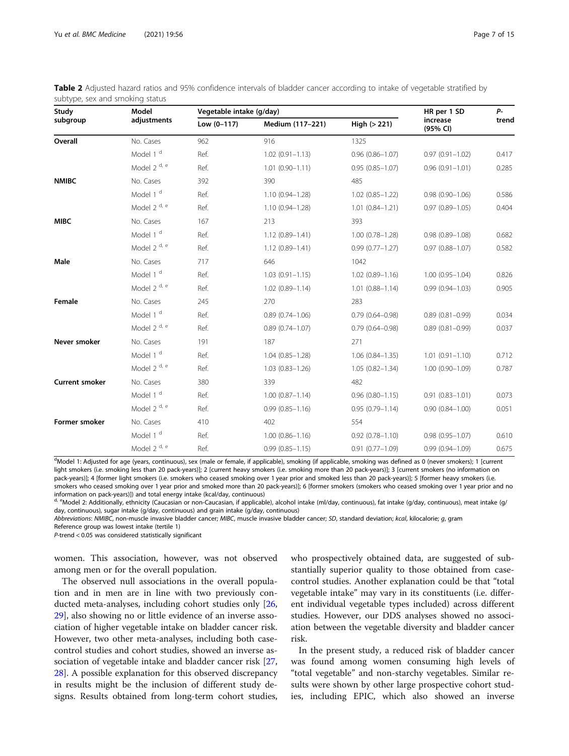**Table 2** Adjusted hazard ratios and 95% confidence intervals of bladder cancer according to intake of vegetable stratified by subtype, sex and smoking status

| Study subgroup | Model adjustments | Vegetable intake (g/day) | | | HR per 1 SD increase (95% CI) | P-trend |
|---|---|---|---|---|---|---|
| | | Low (0–117) | Medium (117–221) | High (> 221) | | |
| **Overall** | No. Cases | 962 | 916 | 1325 | | |
| | Model 1 [d] | Ref. | 1.02 (0.91–1.13) | 0.96 (0.86–1.07) | 0.97 (0.91–1.02) | 0.417 |
| | Model 2 [d, e] | Ref. | 1.01 (0.90–1.11) | 0.95 (0.85–1.07) | 0.96 (0.91–1.01) | 0.285 |
| **NMIBC** | No. Cases | 392 | 390 | 485 | | |
| | Model 1 [d] | Ref. | 1.10 (0.94–1.28) | 1.02 (0.85–1.22) | 0.98 (0.90–1.06) | 0.586 |
| | Model 2 [d, e] | Ref. | 1.10 (0.94–1.28) | 1.01 (0.84–1.21) | 0.97 (0.89–1.05) | 0.404 |
| **MIBC** | No. Cases | 167 | 213 | 393 | | |
| | Model 1 [d] | Ref. | 1.12 (0.89–1.41) | 1.00 (0.78–1.28) | 0.98 (0.89–1.08) | 0.682 |
| | Model 2 [d, e] | Ref. | 1.12 (0.89–1.41) | 0.99 (0.77–1.27) | 0.97 (0.88–1.07) | 0.582 |
| **Male** | No. Cases | 717 | 646 | 1042 | | |
| | Model 1 [d] | Ref. | 1.03 (0.91–1.15) | 1.02 (0.89–1.16) | 1.00 (0.95–1.04) | 0.826 |
| | Model 2 [d, e] | Ref. | 1.02 (0.89–1.14) | 1.01 (0.88–1.14) | 0.99 (0.94–1.03) | 0.905 |
| **Female** | No. Cases | 245 | 270 | 283 | | |
| | Model 1 [d] | Ref. | 0.89 (0.74–1.06) | 0.79 (0.64–0.98) | 0.89 (0.81–0.99) | 0.034 |
| | Model 2 [d, e] | Ref. | 0.89 (0.74–1.07) | 0.79 (0.64–0.98) | 0.89 (0.81–0.99) | 0.037 |
| **Never smoker** | No. Cases | 191 | 187 | 271 | | |
| | Model 1 [d] | Ref. | 1.04 (0.85–1.28) | 1.06 (0.84–1.35) | 1.01 (0.91–1.10) | 0.712 |
| | Model 2 [d, e] | Ref. | 1.03 (0.83–1.26) | 1.05 (0.82–1.34) | 1.00 (0.90–1.09) | 0.787 |
| **Current smoker** | No. Cases | 380 | 339 | 482 | | |
| | Model 1 [d] | Ref. | 1.00 (0.87–1.14) | 0.96 (0.80–1.15) | 0.91 (0.83–1.01) | 0.073 |
| | Model 2 [d, e] | Ref. | 0.99 (0.85–1.16) | 0.95 (0.79–1.14) | 0.90 (0.84–1.00) | 0.051 |
| **Former smoker** | No. Cases | 410 | 402 | 554 | | |
| | Model 1 [d] | Ref. | 1.00 (0.86–1.16) | 0.92 (0.78–1.10) | 0.98 (0.95–1.07) | 0.610 |
| | Model 2 [d, e] | Ref. | 0.99 (0.85–1.15) | 0.91 (0.77–1.09) | 0.99 (0.94–1.09) | 0.675 |

[d]Model 1: Adjusted for age (years, continuous), sex (male or female, if applicable), smoking (if applicable, smoking was defined as 0 (never smokers); 1 [current light smokers (i.e. smoking less than 20 pack-years)]; 2 [current heavy smokers (i.e. smoking more than 20 pack-years)]; 3 [current smokers (no information on pack-years)]; 4 [former light smokers (i.e. smokers who ceased smoking over 1 year prior and smoked less than 20 pack-years)]; 5 [former heavy smokers (i.e. smokers who ceased smoking over 1 year prior and smoked more than 20 pack-years)]; 6 [former smokers (smokers who ceased smoking over 1 year prior and no information on pack-years)]) and total energy intake (kcal/day, continuous)

[d, e]Model 2: Additionally, ethnicity (Caucasian or non-Caucasian, if applicable), alcohol intake (ml/day, continuous), fat intake (g/day, continuous), meat intake (g/day, continuous), sugar intake (g/day, continuous) and grain intake (g/day, continuous)

*Abbreviations*: *NMIBC*, non-muscle invasive bladder cancer; *MIBC*, muscle invasive bladder cancer; *SD*, standard deviation; *kcal*, kilocalorie; *g*, gram

Reference group was lowest intake (tertile 1)

*P*-trend < 0.05 was considered statistically significant

women. This association, however, was not observed among men or for the overall population.

The observed null associations in the overall population and in men are in line with two previously conducted meta-analyses, including cohort studies only [26, 29], also showing no or little evidence of an inverse association of higher vegetable intake on bladder cancer risk. However, two other meta-analyses, including both case-control studies and cohort studies, showed an inverse association of vegetable intake and bladder cancer risk [27, 28]. A possible explanation for this observed discrepancy in results might be the inclusion of different study designs. Results obtained from long-term cohort studies, who prospectively obtained data, are suggested of substantially superior quality to those obtained from case-control studies. Another explanation could be that "total vegetable intake" may vary in its constituents (i.e. different individual vegetable types included) across different studies. However, our DDS analyses showed no association between the vegetable diversity and bladder cancer risk.

In the present study, a reduced risk of bladder cancer was found among women consuming high levels of "total vegetable" and non-starchy vegetables. Similar results were shown by other large prospective cohort studies, including EPIC, which also showed an inverse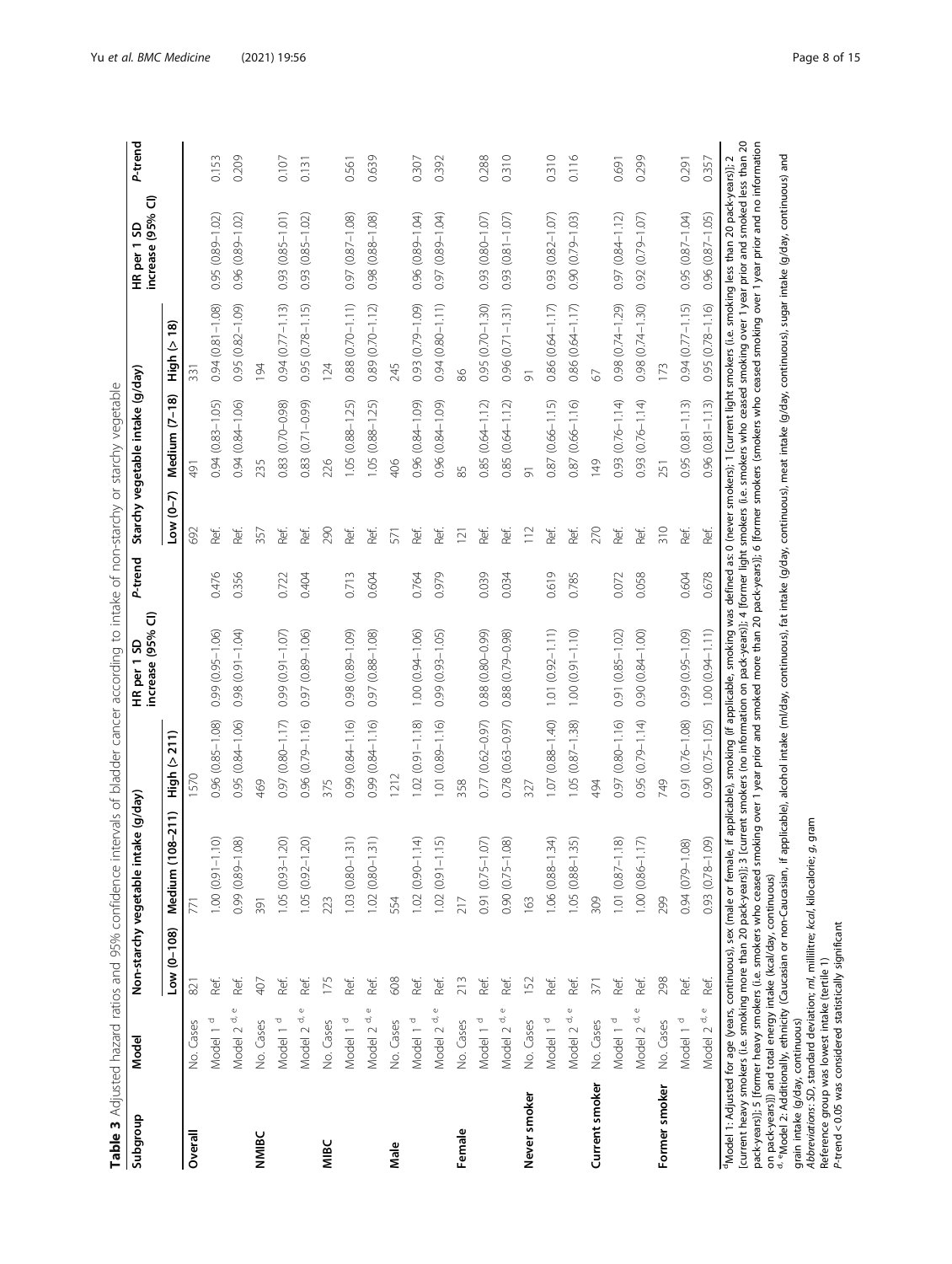**Table 3** Adjusted hazard ratios and 95% confidence intervals of bladder cancer according to intake of non-starchy or starchy vegetable

| Subgroup | Model | Non-starchy vegetable intake (g/day) | | | HR per 1 SD increase (95% CI) | *P*-trend | Starchy vegetable intake (g/day) | | | HR per 1 SD increase (95% CI) | *P*-trend |
|---|---|---|---|---|---|---|---|---|---|---|---|
| | | Low (0–108) | Medium (108–211) | High (> 211) | | | Low (0–7) | Medium (7–18) | High (> 18) | | |
| **Overall** | No. Cases | 821 | 771 | 1570 | | | 692 | 491 | 331 | | |
| | Model 1 [d] | Ref. | 1.00 (0.91–1.10) | 0.96 (0.85–1.08) | 0.99 (0.95–1.06) | 0.476 | Ref. | 0.94 (0.83–1.05) | 0.94 (0.81–1.08) | 0.95 (0.89–1.02) | 0.153 |
| | Model 2 [d, e] | Ref. | 0.99 (0.89–1.08) | 0.95 (0.84–1.06) | 0.98 (0.91–1.04) | 0.356 | Ref. | 0.94 (0.84–1.06) | 0.95 (0.82–1.09) | 0.96 (0.89–1.02) | 0.209 |
| **NMIBC** | No. Cases | 407 | 391 | 469 | | | 357 | 235 | 194 | | |
| | Model 1 [d] | Ref. | 1.05 (0.93–1.20) | 0.97 (0.80–1.17) | 0.99 (0.91–1.07) | 0.722 | Ref. | 0.83 (0.70–0.98) | 0.94 (0.77–1.13) | 0.93 (0.85–1.01) | 0.107 |
| | Model 2 [d, e] | Ref. | 1.05 (0.92–1.20) | 0.96 (0.79–1.16) | 0.97 (0.89–1.06) | 0.404 | Ref. | 0.83 (0.71–0.99) | 0.95 (0.78–1.15) | 0.93 (0.85–1.02) | 0.131 |
| **MIBC** | No. Cases | 175 | 223 | 375 | | | 290 | 226 | 124 | | |
| | Model 1 [d] | Ref. | 1.03 (0.80–1.31) | 0.99 (0.84–1.16) | 0.98 (0.89–1.09) | 0.713 | Ref. | 1.05 (0.88–1.25) | 0.88 (0.70–1.11) | 0.97 (0.87–1.08) | 0.561 |
| | Model 2 [d, e] | Ref. | 1.02 (0.80–1.31) | 0.99 (0.84–1.16) | 0.97 (0.88–1.08) | 0.604 | Ref. | 1.05 (0.88–1.25) | 0.89 (0.70–1.12) | 0.98 (0.88–1.08) | 0.639 |
| **Male** | No. Cases | 608 | 554 | 1212 | | | 571 | 406 | 245 | | |
| | Model 1 [d] | Ref. | 1.02 (0.90–1.14) | 1.02 (0.91–1.18) | 1.00 (0.94–1.06) | 0.764 | Ref. | 0.96 (0.84–1.09) | 0.93 (0.79–1.09) | 0.96 (0.89–1.04) | 0.307 |
| | Model 2 [d, e] | Ref. | 1.02 (0.91–1.15) | 1.01 (0.89–1.16) | 0.99 (0.93–1.05) | 0.979 | Ref. | 0.96 (0.84–1.09) | 0.94 (0.80–1.11) | 0.97 (0.89–1.04) | 0.392 |
| **Female** | No. Cases | 213 | 217 | 358 | | | 121 | 85 | 86 | | |
| | Model 1 [d] | Ref. | 0.91 (0.75–1.07) | 0.77 (0.62–0.97) | 0.88 (0.80–0.99) | 0.039 | Ref. | 0.85 (0.64–1.12) | 0.95 (0.70–1.30) | 0.93 (0.80–1.07) | 0.288 |
| | Model 2 [d, e] | Ref. | 0.90 (0.75–1.08) | 0.78 (0.63–0.97) | 0.88 (0.79–0.98) | 0.034 | Ref. | 0.85 (0.64–1.12) | 0.96 (0.71–1.31) | 0.93 (0.81–1.07) | 0.310 |
| **Never smoker** | No. Cases | 152 | 163 | 327 | | | 112 | 91 | 91 | | |
| | Model 1 [d] | Ref. | 1.06 (0.88–1.34) | 1.07 (0.88–1.40) | 1.01 (0.92–1.11) | 0.619 | Ref. | 0.87 (0.66–1.15) | 0.86 (0.64–1.17) | 0.93 (0.82–1.07) | 0.310 |
| | Model 2 [d, e] | Ref. | 1.05 (0.88–1.35) | 1.05 (0.87–1.38) | 1.00 (0.91–1.10) | 0.785 | Ref. | 0.87 (0.66–1.16) | 0.86 (0.64–1.17) | 0.90 (0.79–1.03) | 0.116 |
| **Current smoker** | No. Cases | 371 | 309 | 494 | | | 270 | 149 | 67 | | |
| | Model 1 [d] | Ref. | 1.01 (0.87–1.18) | 0.97 (0.80–1.16) | 0.91 (0.85–1.02) | 0.072 | Ref. | 0.93 (0.76–1.14) | 0.98 (0.74–1.29) | 0.97 (0.84–1.12) | 0.691 |
| | Model 2 [d, e] | Ref. | 1.00 (0.86–1.17) | 0.95 (0.79–1.14) | 0.90 (0.84–1.00) | 0.058 | Ref. | 0.93 (0.76–1.14) | 0.98 (0.74–1.30) | 0.92 (0.79–1.07) | 0.299 |
| **Former smoker** | No. Cases | 298 | 299 | 749 | | | 310 | 251 | 173 | | |
| | Model 1 [d] | Ref. | 0.94 (0.79–1.08) | 0.91 (0.76–1.08) | 0.99 (0.95–1.09) | 0.604 | Ref. | 0.95 (0.81–1.13) | 0.94 (0.77–1.15) | 0.95 (0.87–1.04) | 0.291 |
| | Model 2 [d, e] | Ref. | 0.93 (0.78–1.09) | 0.90 (0.75–1.05) | 1.00 (0.94–1.11) | 0.678 | Ref. | 0.96 (0.81–1.13) | 0.95 (0.78–1.16) | 0.96 (0.87–1.05) | 0.357 |

[d]Model 1: Adjusted for age (years, continuous), sex (male or female, if applicable), smoking (if applicable, smoking was defined as: 0 (never smokers); 1 [current light smokers (i.e. smoking less than 20 pack-years)]; 2 [current heavy smokers (i.e. smoking more than 20 pack-years)]; 3 [current smokers (no information on pack-years)]; 4 [former light smokers (i.e. smokers who ceased smoking over 1 year prior and smoked less than 20 pack-years)]; 5 [former heavy smokers (i.e. smokers who ceased smoking over 1 year prior and smoked more than 20 pack-years)]; 6 [former smokers (smokers who ceased smoking over 1 year prior and no information on pack-years)]) and total energy intake (kcal/day, continuous)

[d, e]Model 2: Additionally, ethnicity (Caucasian or non-Caucasian, if applicable), alcohol intake (ml/day, continuous), fat intake (g/day, continuous), meat intake (g/day, continuous), sugar intake (g/day, continuous) and grain intake (g/day, continuous)

*Abbreviations*: *SD*, standard deviation; *ml*, millilitre; *kcal*, kilocalorie; *g*, gram

Reference group was lowest intake (tertile 1)

*P*-trend < 0.05 was considered statistically significant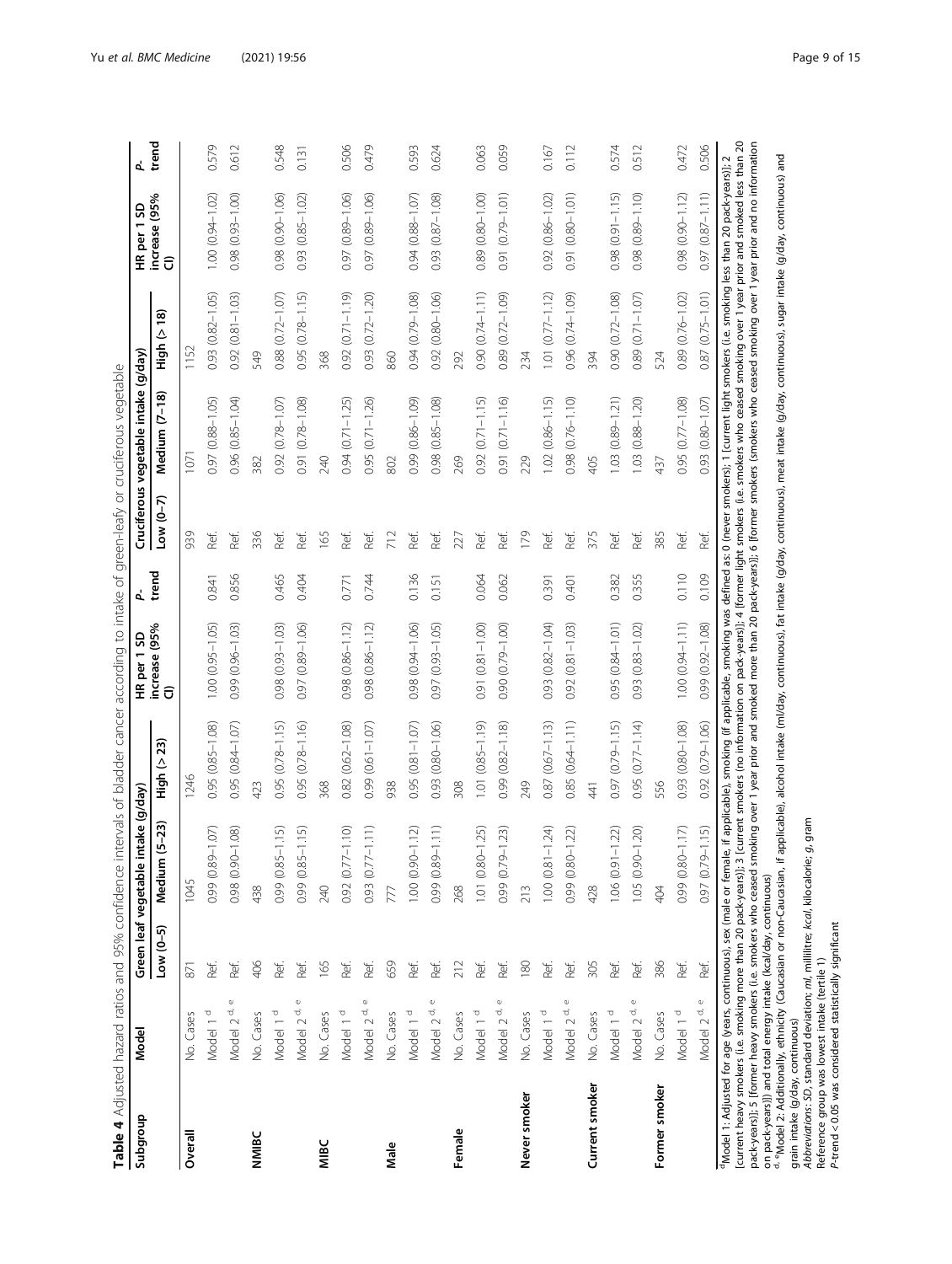**Table 4** Adjusted hazard ratios and 95% confidence intervals of bladder cancer according to intake of green-leafy or cruciferous vegetable

| Subgroup | Model | Green leaf vegetable intake (g/day) | | | HR per 1 SD increase (95% CI) | P-trend | Cruciferous vegetable intake (g/day) | | | HR per 1 SD increase (95% CI) | P-trend |
|---|---|---|---|---|---|---|---|---|---|---|---|
| | | Low (0–5) | Medium (5–23) | High (> 23) | | | Low (0–7) | Medium (7–18) | High (> 18) | | |
| **Overall** | No. Cases | 871 | 1045 | 1246 | | | 939 | 1071 | 1152 | | |
| | Model 1 [d] | Ref. | 0.99 (0.89–1.07) | 0.95 (0.85–1.08) | 1.00 (0.95–1.05) | 0.841 | Ref. | 0.97 (0.88–1.05) | 0.93 (0.82–1.05) | 1.00 (0.94–1.02) | 0.579 |
| | Model 2 [d, e] | Ref. | 0.98 (0.90–1.08) | 0.95 (0.84–1.07) | 0.99 (0.96–1.03) | 0.856 | Ref. | 0.96 (0.85–1.04) | 0.92 (0.81–1.03) | 0.98 (0.93–1.00) | 0.612 |
| **NMIBC** | No. Cases | 406 | 438 | 423 | | | 336 | 382 | 549 | | |
| | Model 1 [d] | Ref. | 0.99 (0.85–1.15) | 0.95 (0.78–1.15) | 0.98 (0.93–1.03) | 0.465 | Ref. | 0.92 (0.78–1.07) | 0.88 (0.72–1.07) | 0.98 (0.90–1.06) | 0.548 |
| | Model 2 [d, e] | Ref. | 0.99 (0.85–1.15) | 0.95 (0.78–1.16) | 0.97 (0.89–1.06) | 0.404 | Ref. | 0.91 (0.78–1.08) | 0.95 (0.78–1.15) | 0.93 (0.85–1.02) | 0.131 |
| **MIBC** | No. Cases | 165 | 240 | 368 | | | 165 | 240 | 368 | | |
| | Model 1 [d] | Ref. | 0.92 (0.77–1.10) | 0.82 (0.62–1.08) | 0.98 (0.86–1.12) | 0.771 | Ref. | 0.94 (0.71–1.25) | 0.92 (0.71–1.19) | 0.97 (0.89–1.06) | 0.506 |
| | Model 2 [d, e] | Ref. | 0.93 (0.77–1.11) | 0.99 (0.61–1.07) | 0.98 (0.86–1.12) | 0.744 | Ref. | 0.95 (0.71–1.26) | 0.93 (0.72–1.20) | 0.97 (0.89–1.06) | 0.479 |
| **Male** | No. Cases | 659 | 777 | 938 | | | 712 | 802 | 860 | | |
| | Model 1 [d] | Ref. | 1.00 (0.90–1.12) | 0.95 (0.81–1.07) | 0.98 (0.94–1.06) | 0.136 | Ref. | 0.99 (0.86–1.09) | 0.94 (0.79–1.08) | 0.94 (0.88–1.07) | 0.593 |
| | Model 2 [d, e] | Ref. | 0.99 (0.89–1.11) | 0.93 (0.80–1.06) | 0.97 (0.93–1.05) | 0.151 | Ref. | 0.98 (0.85–1.08) | 0.92 (0.80–1.06) | 0.93 (0.87–1.08) | 0.624 |
| **Female** | No. Cases | 212 | 268 | 308 | | | 227 | 269 | 292 | | |
| | Model 1 [d] | Ref. | 1.01 (0.80–1.25) | 1.01 (0.85–1.19) | 0.91 (0.81–1.00) | 0.064 | Ref. | 0.92 (0.71–1.15) | 0.90 (0.74–1.11) | 0.89 (0.80–1.00) | 0.063 |
| | Model 2 [d, e] | Ref. | 0.99 (0.79–1.23) | 0.99 (0.82–1.18) | 0.90 (0.79–1.00) | 0.062 | Ref. | 0.91 (0.71–1.16) | 0.89 (0.72–1.09) | 0.91 (0.79–1.01) | 0.059 |
| **Never smoker** | No. Cases | 180 | 213 | 249 | | | 179 | 229 | 234 | | |
| | Model 1 [d] | Ref. | 1.00 (0.81–1.24) | 0.87 (0.67–1.13) | 0.93 (0.82–1.04) | 0.391 | Ref. | 1.02 (0.86–1.15) | 1.01 (0.77–1.12) | 0.92 (0.86–1.02) | 0.167 |
| | Model 2 [d, e] | Ref. | 0.99 (0.80–1.22) | 0.85 (0.64–1.11) | 0.92 (0.81–1.03) | 0.401 | Ref. | 0.98 (0.76–1.10) | 0.96 (0.74–1.09) | 0.91 (0.80–1.01) | 0.112 |
| **Current smoker** | No. Cases | 305 | 428 | 441 | | | 375 | 405 | 394 | | |
| | Model 1 [d] | Ref. | 1.06 (0.91–1.22) | 0.97 (0.79–1.15) | 0.95 (0.84–1.01) | 0.382 | Ref. | 1.03 (0.89–1.21) | 0.90 (0.72–1.08) | 0.98 (0.91–1.15) | 0.574 |
| | Model 2 [d, e] | Ref. | 1.05 (0.90–1.20) | 0.95 (0.77–1.14) | 0.93 (0.83–1.02) | 0.355 | Ref. | 1.03 (0.88–1.20) | 0.89 (0.71–1.07) | 0.98 (0.89–1.10) | 0.512 |
| **Former smoker** | No. Cases | 386 | 404 | 556 | | | 385 | 437 | 524 | | |
| | Model 1 [d] | Ref. | 0.99 (0.80–1.17) | 0.93 (0.80–1.08) | 1.00 (0.94–1.11) | 0.110 | Ref. | 0.95 (0.77–1.08) | 0.89 (0.76–1.02) | 0.98 (0.90–1.12) | 0.472 |
| | Model 2 [d, e] | Ref. | 0.97 (0.79–1.15) | 0.92 (0.79–1.06) | 0.99 (0.92–1.08) | 0.109 | Ref. | 0.93 (0.80–1.07) | 0.87 (0.75–1.01) | 0.97 (0.87–1.11) | 0.506 |

[d] Model 1: Adjusted for age (years, continuous), sex (male or female, if applicable), smoking (if applicable, smoking was defined as: 0 (never smokers); 1 [current light smokers (i.e. smoking less than 20 pack-years)]; 2 [current heavy smokers (i.e. smoking more than 20 pack-years)]; 3 [current smokers (no information on pack-years)]; 4 [former light smokers (i.e. smokers who ceased smoking over 1 year prior and smoked less than 20 pack-years)]; 5 [former heavy smokers (i.e. smokers who ceased smoking over 1 year prior and smoked more than 20 pack-years)]; 6 [former smokers (smokers who ceased smoking over 1 year prior and no information on pack-years)]) and total energy intake (kcal/day, continuous)

[d, e] Model 2: Additionally, ethnicity (Caucasian or non-Caucasian, if applicable), alcohol intake (ml/day, continuous), fat intake (g/day, continuous), meat intake (g/day, continuous), sugar intake (g/day, continuous) and grain intake (g/day, continuous)

*Abbreviations*: *SD*, standard deviation; *ml*, millilitre; *kcal*, kilocalorie; *g*, gram

Reference group was lowest intake (tertile 1)

*P*-trend < 0.05 was considered statistically significant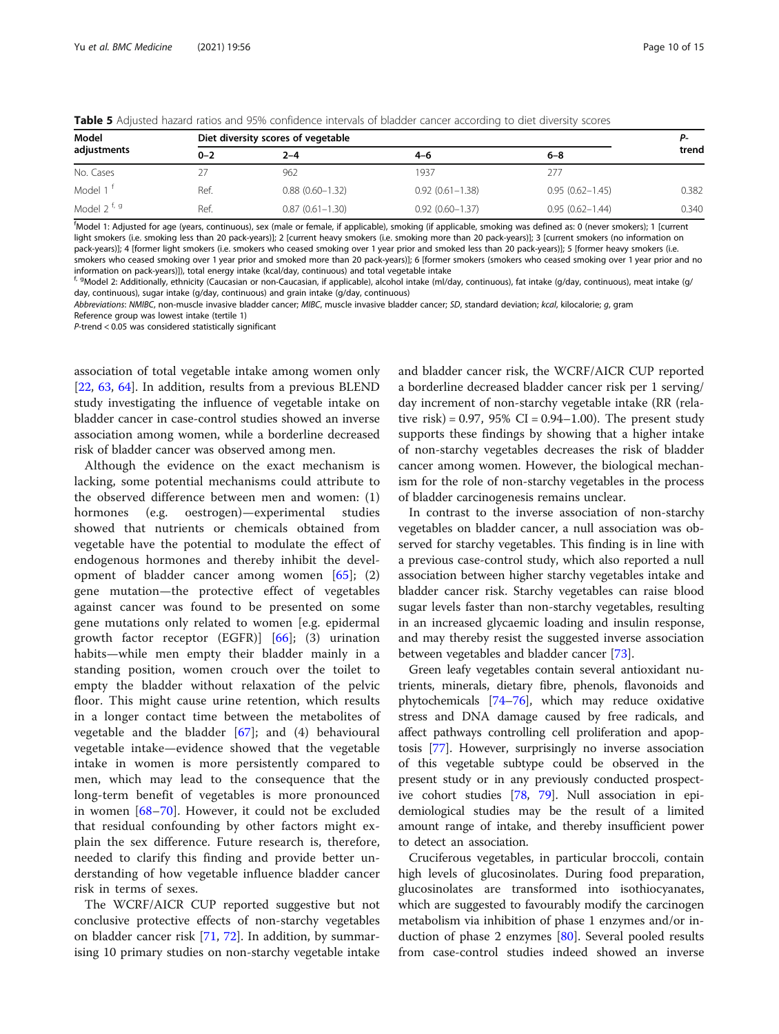**Table 5** Adjusted hazard ratios and 95% confidence intervals of bladder cancer according to diet diversity scores

| Model adjustments | Diet diversity scores of vegetable | | | | P-trend |
|---|---|---|---|---|---|
| | 0–2 | 2–4 | 4–6 | 6–8 | |
| No. Cases | 27 | 962 | 1937 | 277 | |
| Model 1 [f] | Ref. | 0.88 (0.60–1.32) | 0.92 (0.61–1.38) | 0.95 (0.62–1.45) | 0.382 |
| Model 2 [f, g] | Ref. | 0.87 (0.61–1.30) | 0.92 (0.60–1.37) | 0.95 (0.62–1.44) | 0.340 |

[f]Model 1: Adjusted for age (years, continuous), sex (male or female, if applicable), smoking (if applicable, smoking was defined as: 0 (never smokers); 1 [current light smokers (i.e. smoking less than 20 pack-years)]; 2 [current heavy smokers (i.e. smoking more than 20 pack-years)]; 3 [current smokers (no information on pack-years)]; 4 [former light smokers (i.e. smokers who ceased smoking over 1 year prior and smoked less than 20 pack-years)]; 5 [former heavy smokers (i.e. smokers who ceased smoking over 1 year prior and smoked more than 20 pack-years)]; 6 [former smokers (smokers who ceased smoking over 1 year prior and no information on pack-years)]), total energy intake (kcal/day, continuous) and total vegetable intake

[f, g]Model 2: Additionally, ethnicity (Caucasian or non-Caucasian, if applicable), alcohol intake (ml/day, continuous), fat intake (g/day, continuous), meat intake (g/day, continuous), sugar intake (g/day, continuous) and grain intake (g/day, continuous)

*Abbreviations*: *NMIBC*, non-muscle invasive bladder cancer; *MIBC*, muscle invasive bladder cancer; *SD*, standard deviation; *kcal*, kilocalorie; *g*, gram

Reference group was lowest intake (tertile 1)

*P*-trend < 0.05 was considered statistically significant

association of total vegetable intake among women only [22, 63, 64]. In addition, results from a previous BLEND study investigating the influence of vegetable intake on bladder cancer in case-control studies showed an inverse association among women, while a borderline decreased risk of bladder cancer was observed among men.

Although the evidence on the exact mechanism is lacking, some potential mechanisms could attribute to the observed difference between men and women: (1) hormones (e.g. oestrogen)—experimental studies showed that nutrients or chemicals obtained from vegetable have the potential to modulate the effect of endogenous hormones and thereby inhibit the development of bladder cancer among women [65]; (2) gene mutation—the protective effect of vegetables against cancer was found to be presented on some gene mutations only related to women [e.g. epidermal growth factor receptor (EGFR)] [66]; (3) urination habits—while men empty their bladder mainly in a standing position, women crouch over the toilet to empty the bladder without relaxation of the pelvic floor. This might cause urine retention, which results in a longer contact time between the metabolites of vegetable and the bladder [67]; and (4) behavioural vegetable intake—evidence showed that the vegetable intake in women is more persistently compared to men, which may lead to the consequence that the long-term benefit of vegetables is more pronounced in women [68–70]. However, it could not be excluded that residual confounding by other factors might explain the sex difference. Future research is, therefore, needed to clarify this finding and provide better understanding of how vegetable influence bladder cancer risk in terms of sexes.

The WCRF/AICR CUP reported suggestive but not conclusive protective effects of non-starchy vegetables on bladder cancer risk [71, 72]. In addition, by summarising 10 primary studies on non-starchy vegetable intake and bladder cancer risk, the WCRF/AICR CUP reported a borderline decreased bladder cancer risk per 1 serving/day increment of non-starchy vegetable intake (RR (relative risk) = 0.97, 95% CI = 0.94–1.00). The present study supports these findings by showing that a higher intake of non-starchy vegetables decreases the risk of bladder cancer among women. However, the biological mechanism for the role of non-starchy vegetables in the process of bladder carcinogenesis remains unclear.

In contrast to the inverse association of non-starchy vegetables on bladder cancer, a null association was observed for starchy vegetables. This finding is in line with a previous case-control study, which also reported a null association between higher starchy vegetables intake and bladder cancer risk. Starchy vegetables can raise blood sugar levels faster than non-starchy vegetables, resulting in an increased glycaemic loading and insulin response, and may thereby resist the suggested inverse association between vegetables and bladder cancer [73].

Green leafy vegetables contain several antioxidant nutrients, minerals, dietary fibre, phenols, flavonoids and phytochemicals [74–76], which may reduce oxidative stress and DNA damage caused by free radicals, and affect pathways controlling cell proliferation and apoptosis [77]. However, surprisingly no inverse association of this vegetable subtype could be observed in the present study or in any previously conducted prospective cohort studies [78, 79]. Null association in epidemiological studies may be the result of a limited amount range of intake, and thereby insufficient power to detect an association.

Cruciferous vegetables, in particular broccoli, contain high levels of glucosinolates. During food preparation, glucosinolates are transformed into isothiocyanates, which are suggested to favourably modify the carcinogen metabolism via inhibition of phase 1 enzymes and/or induction of phase 2 enzymes [80]. Several pooled results from case-control studies indeed showed an inverse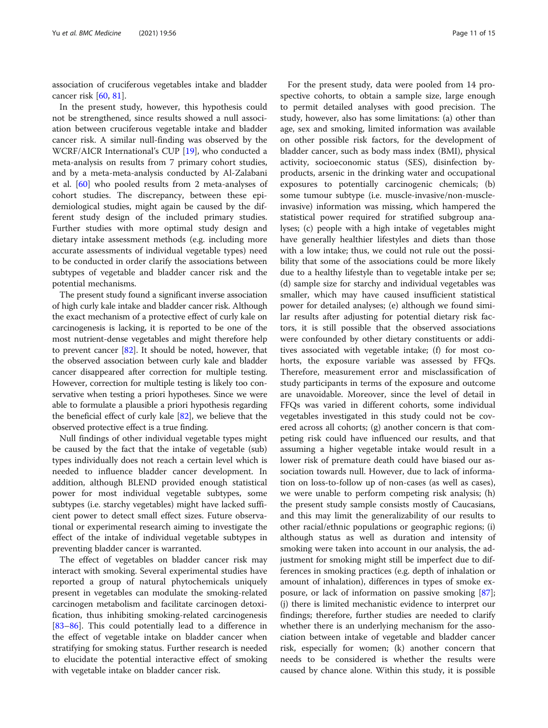association of cruciferous vegetables intake and bladder cancer risk [60, 81].

In the present study, however, this hypothesis could not be strengthened, since results showed a null association between cruciferous vegetable intake and bladder cancer risk. A similar null-finding was observed by the WCRF/AICR International's CUP [19], who conducted a meta-analysis on results from 7 primary cohort studies, and by a meta-meta-analysis conducted by Al-Zalabani et al. [60] who pooled results from 2 meta-analyses of cohort studies. The discrepancy, between these epidemiological studies, might again be caused by the different study design of the included primary studies. Further studies with more optimal study design and dietary intake assessment methods (e.g. including more accurate assessments of individual vegetable types) need to be conducted in order clarify the associations between subtypes of vegetable and bladder cancer risk and the potential mechanisms.

The present study found a significant inverse association of high curly kale intake and bladder cancer risk. Although the exact mechanism of a protective effect of curly kale on carcinogenesis is lacking, it is reported to be one of the most nutrient-dense vegetables and might therefore help to prevent cancer [82]. It should be noted, however, that the observed association between curly kale and bladder cancer disappeared after correction for multiple testing. However, correction for multiple testing is likely too conservative when testing a priori hypotheses. Since we were able to formulate a plausible a priori hypothesis regarding the beneficial effect of curly kale [82], we believe that the observed protective effect is a true finding.

Null findings of other individual vegetable types might be caused by the fact that the intake of vegetable (sub) types individually does not reach a certain level which is needed to influence bladder cancer development. In addition, although BLEND provided enough statistical power for most individual vegetable subtypes, some subtypes (i.e. starchy vegetables) might have lacked sufficient power to detect small effect sizes. Future observational or experimental research aiming to investigate the effect of the intake of individual vegetable subtypes in preventing bladder cancer is warranted.

The effect of vegetables on bladder cancer risk may interact with smoking. Several experimental studies have reported a group of natural phytochemicals uniquely present in vegetables can modulate the smoking-related carcinogen metabolism and facilitate carcinogen detoxification, thus inhibiting smoking-related carcinogenesis [83–86]. This could potentially lead to a difference in the effect of vegetable intake on bladder cancer when stratifying for smoking status. Further research is needed to elucidate the potential interactive effect of smoking with vegetable intake on bladder cancer risk.

For the present study, data were pooled from 14 prospective cohorts, to obtain a sample size, large enough to permit detailed analyses with good precision. The study, however, also has some limitations: (a) other than age, sex and smoking, limited information was available on other possible risk factors, for the development of bladder cancer, such as body mass index (BMI), physical activity, socioeconomic status (SES), disinfection by-products, arsenic in the drinking water and occupational exposures to potentially carcinogenic chemicals; (b) some tumour subtype (i.e. muscle-invasive/non-muscle-invasive) information was missing, which hampered the statistical power required for stratified subgroup analyses; (c) people with a high intake of vegetables might have generally healthier lifestyles and diets than those with a low intake; thus, we could not rule out the possibility that some of the associations could be more likely due to a healthy lifestyle than to vegetable intake per se; (d) sample size for starchy and individual vegetables was smaller, which may have caused insufficient statistical power for detailed analyses; (e) although we found similar results after adjusting for potential dietary risk factors, it is still possible that the observed associations were confounded by other dietary constituents or additives associated with vegetable intake; (f) for most cohorts, the exposure variable was assessed by FFQs. Therefore, measurement error and misclassification of study participants in terms of the exposure and outcome are unavoidable. Moreover, since the level of detail in FFQs was varied in different cohorts, some individual vegetables investigated in this study could not be covered across all cohorts; (g) another concern is that competing risk could have influenced our results, and that assuming a higher vegetable intake would result in a lower risk of premature death could have biased our association towards null. However, due to lack of information on loss-to-follow up of non-cases (as well as cases), we were unable to perform competing risk analysis; (h) the present study sample consists mostly of Caucasians, and this may limit the generalizability of our results to other racial/ethnic populations or geographic regions; (i) although status as well as duration and intensity of smoking were taken into account in our analysis, the adjustment for smoking might still be imperfect due to differences in smoking practices (e.g. depth of inhalation or amount of inhalation), differences in types of smoke exposure, or lack of information on passive smoking [87]; (j) there is limited mechanistic evidence to interpret our findings; therefore, further studies are needed to clarify whether there is an underlying mechanism for the association between intake of vegetable and bladder cancer risk, especially for women; (k) another concern that needs to be considered is whether the results were caused by chance alone. Within this study, it is possible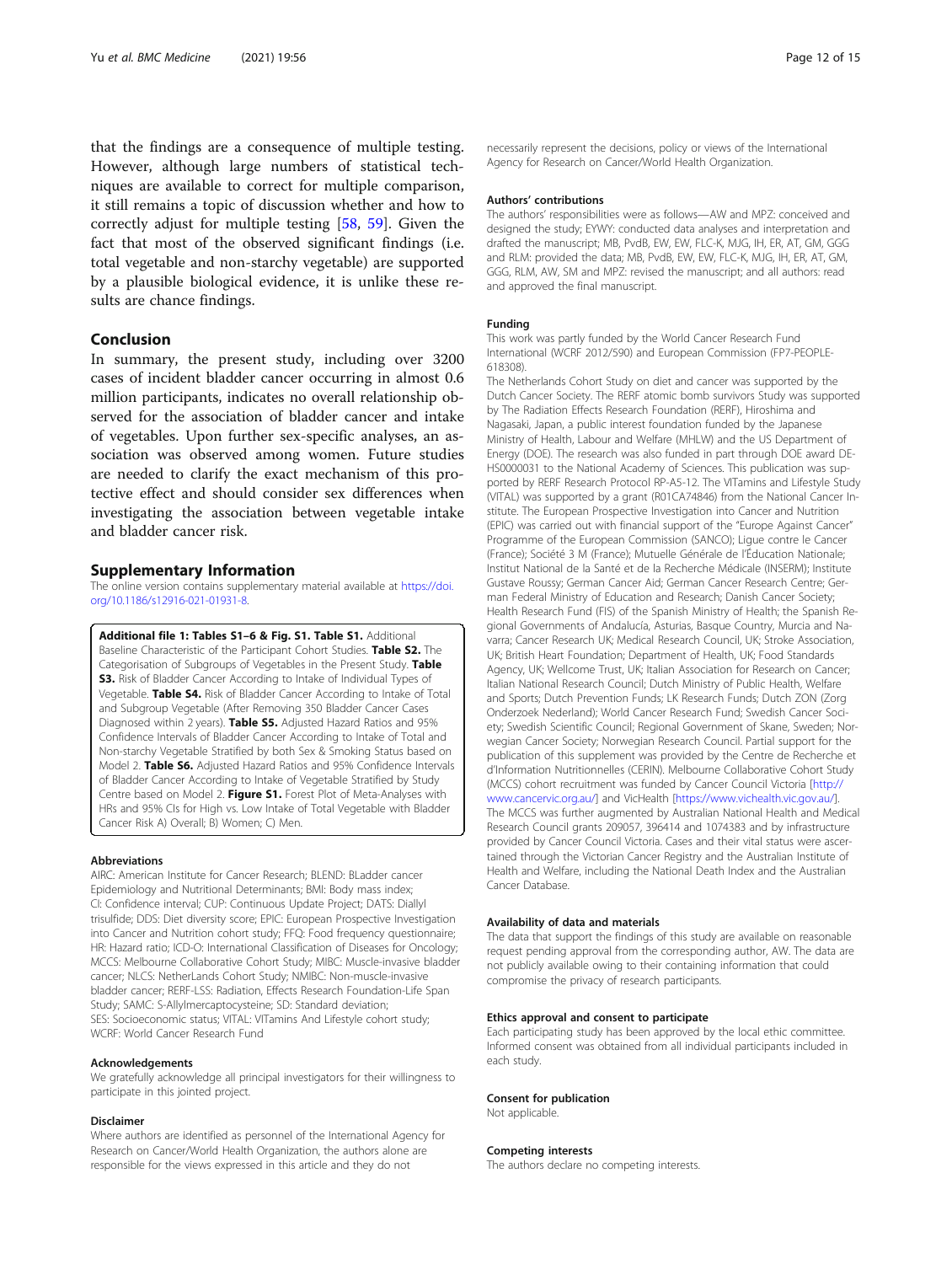that the findings are a consequence of multiple testing. However, although large numbers of statistical techniques are available to correct for multiple comparison, it still remains a topic of discussion whether and how to correctly adjust for multiple testing [58, 59]. Given the fact that most of the observed significant findings (i.e. total vegetable and non-starchy vegetable) are supported by a plausible biological evidence, it is unlike these results are chance findings.

## Conclusion

In summary, the present study, including over 3200 cases of incident bladder cancer occurring in almost 0.6 million participants, indicates no overall relationship observed for the association of bladder cancer and intake of vegetables. Upon further sex-specific analyses, an association was observed among women. Future studies are needed to clarify the exact mechanism of this protective effect and should consider sex differences when investigating the association between vegetable intake and bladder cancer risk.

## Supplementary Information

The online version contains supplementary material available at https://doi.org/10.1186/s12916-021-01931-8.

**Additional file 1: Tables S1–6 & Fig. S1. Table S1.** Additional Baseline Characteristic of the Participant Cohort Studies. **Table S2.** The Categorisation of Subgroups of Vegetables in the Present Study. **Table S3.** Risk of Bladder Cancer According to Intake of Individual Types of Vegetable. **Table S4.** Risk of Bladder Cancer According to Intake of Total and Subgroup Vegetable (After Removing 350 Bladder Cancer Cases Diagnosed within 2 years). **Table S5.** Adjusted Hazard Ratios and 95% Confidence Intervals of Bladder Cancer According to Intake of Total and Non-starchy Vegetable Stratified by both Sex & Smoking Status based on Model 2. **Table S6.** Adjusted Hazard Ratios and 95% Confidence Intervals of Bladder Cancer According to Intake of Vegetable Stratified by Study Centre based on Model 2. **Figure S1.** Forest Plot of Meta-Analyses with HRs and 95% CIs for High vs. Low Intake of Total Vegetable with Bladder Cancer Risk A) Overall; B) Women; C) Men.

### Abbreviations

AIRC: American Institute for Cancer Research; BLEND: BLadder cancer Epidemiology and Nutritional Determinants; BMI: Body mass index; CI: Confidence interval; CUP: Continuous Update Project; DATS: Diallyl trisulfide; DDS: Diet diversity score; EPIC: European Prospective Investigation into Cancer and Nutrition cohort study; FFQ: Food frequency questionnaire; HR: Hazard ratio; ICD-O: International Classification of Diseases for Oncology; MCCS: Melbourne Collaborative Cohort Study; MIBC: Muscle-invasive bladder cancer; NLCS: NetherLands Cohort Study; NMIBC: Non-muscle-invasive bladder cancer; RERF-LSS: Radiation, Effects Research Foundation-Life Span Study; SAMC: S-Allylmercaptocysteine; SD: Standard deviation; SES: Socioeconomic status; VITAL: VITamins And Lifestyle cohort study; WCRF: World Cancer Research Fund

### Acknowledgements

We gratefully acknowledge all principal investigators for their willingness to participate in this jointed project.

### Disclaimer

Where authors are identified as personnel of the International Agency for Research on Cancer/World Health Organization, the authors alone are responsible for the views expressed in this article and they do not necessarily represent the decisions, policy or views of the International Agency for Research on Cancer/World Health Organization.

### Authors' contributions

The authors' responsibilities were as follows—AW and MPZ: conceived and designed the study; EYWY: conducted data analyses and interpretation and drafted the manuscript; MB, PvdB, EW, EW, FLC-K, MJG, IH, ER, AT, GM, GGG and RLM: provided the data; MB, PvdB, EW, EW, FLC-K, MJG, IH, ER, AT, GM, GGG, RLM, AW, SM and MPZ: revised the manuscript; and all authors: read and approved the final manuscript.

### Funding

This work was partly funded by the World Cancer Research Fund International (WCRF 2012/590) and European Commission (FP7-PEOPLE-618308).

The Netherlands Cohort Study on diet and cancer was supported by the Dutch Cancer Society. The RERF atomic bomb survivors Study was supported by The Radiation Effects Research Foundation (RERF), Hiroshima and Nagasaki, Japan, a public interest foundation funded by the Japanese Ministry of Health, Labour and Welfare (MHLW) and the US Department of Energy (DOE). The research was also funded in part through DOE award DE-HS0000031 to the National Academy of Sciences. This publication was supported by RERF Research Protocol RP-A5-12. The VITamins and Lifestyle Study (VITAL) was supported by a grant (R01CA74846) from the National Cancer Institute. The European Prospective Investigation into Cancer and Nutrition (EPIC) was carried out with financial support of the "Europe Against Cancer" Programme of the European Commission (SANCO); Ligue contre le Cancer (France); Société 3 M (France); Mutuelle Générale de l'Éducation Nationale; Institut National de la Santé et de la Recherche Médicale (INSERM); Institute Gustave Roussy; German Cancer Aid; German Cancer Research Centre; German Federal Ministry of Education and Research; Danish Cancer Society; Health Research Fund (FIS) of the Spanish Ministry of Health; the Spanish Regional Governments of Andalucía, Asturias, Basque Country, Murcia and Navarra; Cancer Research UK; Medical Research Council, UK; Stroke Association, UK; British Heart Foundation; Department of Health, UK; Food Standards Agency, UK; Wellcome Trust, UK; Italian Association for Research on Cancer; Italian National Research Council; Dutch Ministry of Public Health, Welfare and Sports; Dutch Prevention Funds; LK Research Funds; Dutch ZON (Zorg Onderzoek Nederland); World Cancer Research Fund; Swedish Cancer Society; Swedish Scientific Council; Regional Government of Skane, Sweden; Norwegian Cancer Society; Norwegian Research Council. Partial support for the publication of this supplement was provided by the Centre de Recherche et d'Information Nutritionnelles (CERIN). Melbourne Collaborative Cohort Study (MCCS) cohort recruitment was funded by Cancer Council Victoria [http://www.cancervic.org.au/] and VicHealth [https://www.vichealth.vic.gov.au/]. The MCCS was further augmented by Australian National Health and Medical Research Council grants 209057, 396414 and 1074383 and by infrastructure provided by Cancer Council Victoria. Cases and their vital status were ascertained through the Victorian Cancer Registry and the Australian Institute of Health and Welfare, including the National Death Index and the Australian Cancer Database.

### Availability of data and materials

The data that support the findings of this study are available on reasonable request pending approval from the corresponding author, AW. The data are not publicly available owing to their containing information that could compromise the privacy of research participants.

### Ethics approval and consent to participate

Each participating study has been approved by the local ethic committee. Informed consent was obtained from all individual participants included in each study.

### Consent for publication

Not applicable.

### Competing interests

The authors declare no competing interests.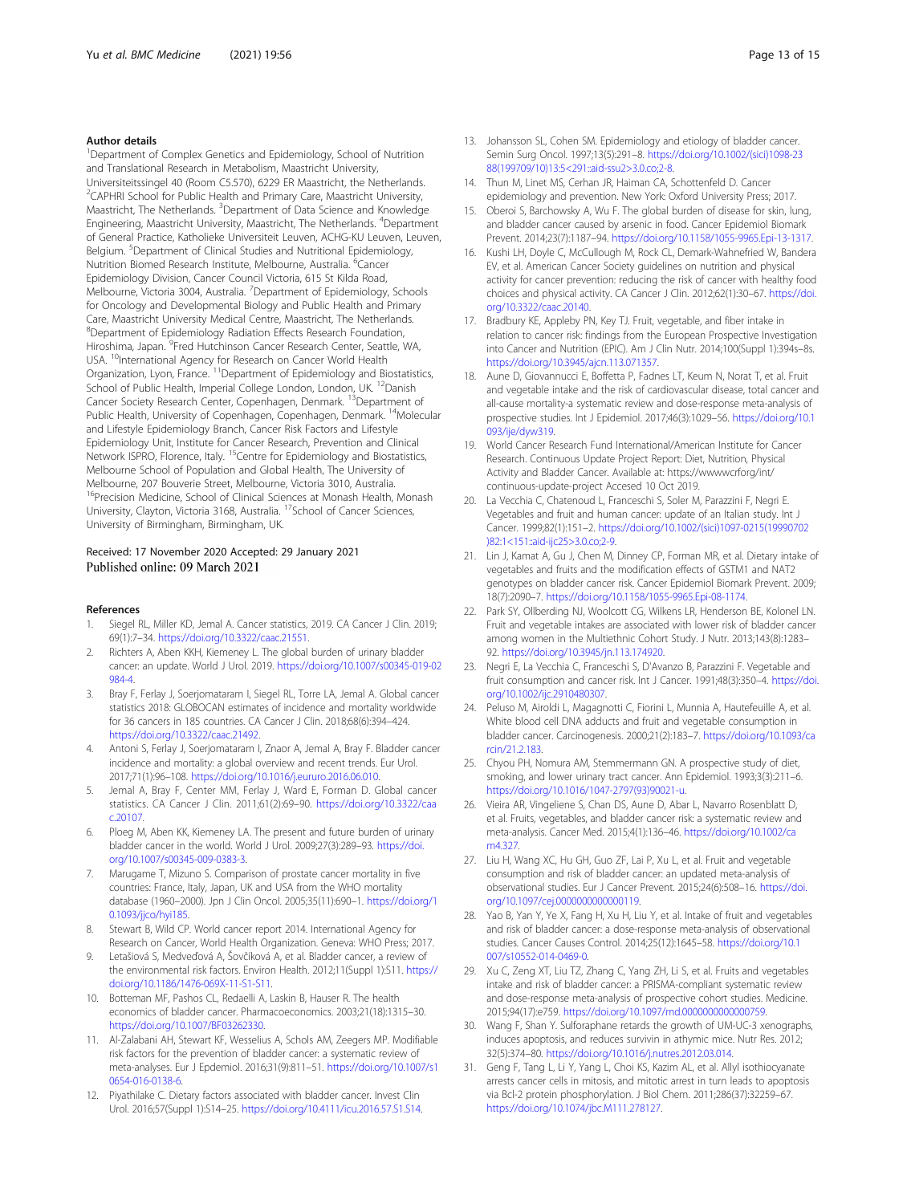#### Author details

[1]Department of Complex Genetics and Epidemiology, School of Nutrition and Translational Research in Metabolism, Maastricht University, Universiteitssingel 40 (Room C5.570), 6229 ER Maastricht, the Netherlands. [2]CAPHRI School for Public Health and Primary Care, Maastricht University, Maastricht, The Netherlands. [3]Department of Data Science and Knowledge Engineering, Maastricht University, Maastricht, The Netherlands. [4]Department of General Practice, Katholieke Universiteit Leuven, ACHG-KU Leuven, Leuven, Belgium. [5]Department of Clinical Studies and Nutritional Epidemiology, Nutrition Biomed Research Institute, Melbourne, Australia. [6]Cancer Epidemiology Division, Cancer Council Victoria, 615 St Kilda Road, Melbourne, Victoria 3004, Australia. [7]Department of Epidemiology, Schools for Oncology and Developmental Biology and Public Health and Primary Care, Maastricht University Medical Centre, Maastricht, The Netherlands. [8]Department of Epidemiology Radiation Effects Research Foundation, Hiroshima, Japan. [9]Fred Hutchinson Cancer Research Center, Seattle, WA, USA. [10]International Agency for Research on Cancer World Health Organization, Lyon, France. [11]Department of Epidemiology and Biostatistics, School of Public Health, Imperial College London, London, UK. [12]Danish Cancer Society Research Center, Copenhagen, Denmark. [13]Department of Public Health, University of Copenhagen, Copenhagen, Denmark. [14]Molecular and Lifestyle Epidemiology Branch, Cancer Risk Factors and Lifestyle Epidemiology Unit, Institute for Cancer Research, Prevention and Clinical Network ISPRO, Florence, Italy. [15]Centre for Epidemiology and Biostatistics, Melbourne School of Population and Global Health, The University of Melbourne, 207 Bouverie Street, Melbourne, Victoria 3010, Australia. [16]Precision Medicine, School of Clinical Sciences at Monash Health, Monash University, Clayton, Victoria 3168, Australia. [17]School of Cancer Sciences, University of Birmingham, Birmingham, UK.

Received: 17 November 2020 Accepted: 29 January 2021
Published online: 09 March 2021

#### References

1. Siegel RL, Miller KD, Jemal A. Cancer statistics, 2019. CA Cancer J Clin. 2019; 69(1):7–34. https://doi.org/10.3322/caac.21551.
2. Richters A, Aben KKH, Kiemeney L. The global burden of urinary bladder cancer: an update. World J Urol. 2019. https://doi.org/10.1007/s00345-019-02984-4.
3. Bray F, Ferlay J, Soerjomataram I, Siegel RL, Torre LA, Jemal A. Global cancer statistics 2018: GLOBOCAN estimates of incidence and mortality worldwide for 36 cancers in 185 countries. CA Cancer J Clin. 2018;68(6):394–424. https://doi.org/10.3322/caac.21492.
4. Antoni S, Ferlay J, Soerjomataram I, Znaor A, Jemal A, Bray F. Bladder cancer incidence and mortality: a global overview and recent trends. Eur Urol. 2017;71(1):96–108. https://doi.org/10.1016/j.eururo.2016.06.010.
5. Jemal A, Bray F, Center MM, Ferlay J, Ward E, Forman D. Global cancer statistics. CA Cancer J Clin. 2011;61(2):69–90. https://doi.org/10.3322/caac.20107.
6. Ploeg M, Aben KK, Kiemeney LA. The present and future burden of urinary bladder cancer in the world. World J Urol. 2009;27(3):289–93. https://doi.org/10.1007/s00345-009-0383-3.
7. Marugame T, Mizuno S. Comparison of prostate cancer mortality in five countries: France, Italy, Japan, UK and USA from the WHO mortality database (1960–2000). Jpn J Clin Oncol. 2005;35(11):690–1. https://doi.org/10.1093/jjco/hyi185.
8. Stewart B, Wild CP. World cancer report 2014. International Agency for Research on Cancer, World Health Organization. Geneva: WHO Press; 2017.
9. Letašiová S, Medveďová A, Šovčíková A, et al. Bladder cancer, a review of the environmental risk factors. Environ Health. 2012;11(Suppl 1):S11. https://doi.org/10.1186/1476-069X-11-S1-S11.
10. Botteman MF, Pashos CL, Redaelli A, Laskin B, Hauser R. The health economics of bladder cancer. Pharmacoeconomics. 2003;21(18):1315–30. https://doi.org/10.1007/BF03262330.
11. Al-Zalabani AH, Stewart KF, Wesselius A, Schols AM, Zeegers MP. Modifiable risk factors for the prevention of bladder cancer: a systematic review of meta-analyses. Eur J Epidemiol. 2016;31(9):811–51. https://doi.org/10.1007/s10654-016-0138-6.
12. Piyathilake C. Dietary factors associated with bladder cancer. Invest Clin Urol. 2016;57(Suppl 1):S14–25. https://doi.org/10.4111/icu.2016.57.S1.S14.
13. Johansson SL, Cohen SM. Epidemiology and etiology of bladder cancer. Semin Surg Oncol. 1997;13(5):291–8. https://doi.org/10.1002/(sici)1098-2388(199709/10)13:5<291::aid-ssu2>3.0.co;2-8.
14. Thun M, Linet MS, Cerhan JR, Haiman CA, Schottenfeld D. Cancer epidemiology and prevention. New York: Oxford University Press; 2017.
15. Oberoi S, Barchowsky A, Wu F. The global burden of disease for skin, lung, and bladder cancer caused by arsenic in food. Cancer Epidemiol Biomark Prevent. 2014;23(7):1187–94. https://doi.org/10.1158/1055-9965.Epi-13-1317.
16. Kushi LH, Doyle C, McCullough M, Rock CL, Demark-Wahnefried W, Bandera EV, et al. American Cancer Society guidelines on nutrition and physical activity for cancer prevention: reducing the risk of cancer with healthy food choices and physical activity. CA Cancer J Clin. 2012;62(1):30–67. https://doi.org/10.3322/caac.20140.
17. Bradbury KE, Appleby PN, Key TJ. Fruit, vegetable, and fiber intake in relation to cancer risk: findings from the European Prospective Investigation into Cancer and Nutrition (EPIC). Am J Clin Nutr. 2014;100(Suppl 1):394s–8s. https://doi.org/10.3945/ajcn.113.071357.
18. Aune D, Giovannucci E, Boffetta P, Fadnes LT, Keum N, Norat T, et al. Fruit and vegetable intake and the risk of cardiovascular disease, total cancer and all-cause mortality-a systematic review and dose-response meta-analysis of prospective studies. Int J Epidemiol. 2017;46(3):1029–56. https://doi.org/10.1093/ije/dyw319.
19. World Cancer Research Fund International/American Institute for Cancer Research. Continuous Update Project Report: Diet, Nutrition, Physical Activity and Bladder Cancer. Available at: https://wwwwcrforg/int/continuous-update-project Accesed 10 Oct 2019.
20. La Vecchia C, Chatenoud L, Franceschi S, Soler M, Parazzini F, Negri E. Vegetables and fruit and human cancer: update of an Italian study. Int J Cancer. 1999;82(1):151–2. https://doi.org/10.1002/(sici)1097-0215(19990702)82:1<151::aid-ijc25>3.0.co;2-9.
21. Lin J, Kamat A, Gu J, Chen M, Dinney CP, Forman MR, et al. Dietary intake of vegetables and fruits and the modification effects of GSTM1 and NAT2 genotypes on bladder cancer risk. Cancer Epidemiol Biomark Prevent. 2009; 18(7):2090–7. https://doi.org/10.1158/1055-9965.Epi-08-1174.
22. Park SY, Ollberding NJ, Woolcott CG, Wilkens LR, Henderson BE, Kolonel LN. Fruit and vegetable intakes are associated with lower risk of bladder cancer among women in the Multiethnic Cohort Study. J Nutr. 2013;143(8):1283–92. https://doi.org/10.3945/jn.113.174920.
23. Negri E, La Vecchia C, Franceschi S, D'Avanzo B, Parazzini F. Vegetable and fruit consumption and cancer risk. Int J Cancer. 1991;48(3):350–4. https://doi.org/10.1002/ijc.2910480307.
24. Peluso M, Airoldi L, Magagnotti C, Fiorini L, Munnia A, Hautefeuille A, et al. White blood cell DNA adducts and fruit and vegetable consumption in bladder cancer. Carcinogenesis. 2000;21(2):183–7. https://doi.org/10.1093/carcin/21.2.183.
25. Chyou PH, Nomura AM, Stemmermann GN. A prospective study of diet, smoking, and lower urinary tract cancer. Ann Epidemiol. 1993;3(3):211–6. https://doi.org/10.1016/1047-2797(93)90021-u.
26. Vieira AR, Vingeliene S, Chan DS, Aune D, Abar L, Navarro Rosenblatt D, et al. Fruits, vegetables, and bladder cancer risk: a systematic review and meta-analysis. Cancer Med. 2015;4(1):136–46. https://doi.org/10.1002/cam4.327.
27. Liu H, Wang XC, Hu GH, Guo ZF, Lai P, Xu L, et al. Fruit and vegetable consumption and risk of bladder cancer: an updated meta-analysis of observational studies. Eur J Cancer Prevent. 2015;24(6):508–16. https://doi.org/10.1097/cej.0000000000000119.
28. Yao B, Yan Y, Ye X, Fang H, Xu H, Liu Y, et al. Intake of fruit and vegetables and risk of bladder cancer: a dose-response meta-analysis of observational studies. Cancer Causes Control. 2014;25(12):1645–58. https://doi.org/10.1007/s10552-014-0469-0.
29. Xu C, Zeng XT, Liu TZ, Zhang C, Yang ZH, Li S, et al. Fruits and vegetables intake and risk of bladder cancer: a PRISMA-compliant systematic review and dose-response meta-analysis of prospective cohort studies. Medicine. 2015;94(17):e759. https://doi.org/10.1097/md.0000000000000759.
30. Wang F, Shan Y. Sulforaphane retards the growth of UM-UC-3 xenographs, induces apoptosis, and reduces survivin in athymic mice. Nutr Res. 2012; 32(5):374–80. https://doi.org/10.1016/j.nutres.2012.03.014.
31. Geng F, Tang L, Li Y, Yang L, Choi KS, Kazim AL, et al. Allyl isothiocyanate arrests cancer cells in mitosis, and mitotic arrest in turn leads to apoptosis via Bcl-2 protein phosphorylation. J Biol Chem. 2011;286(37):32259–67. https://doi.org/10.1074/jbc.M111.278127.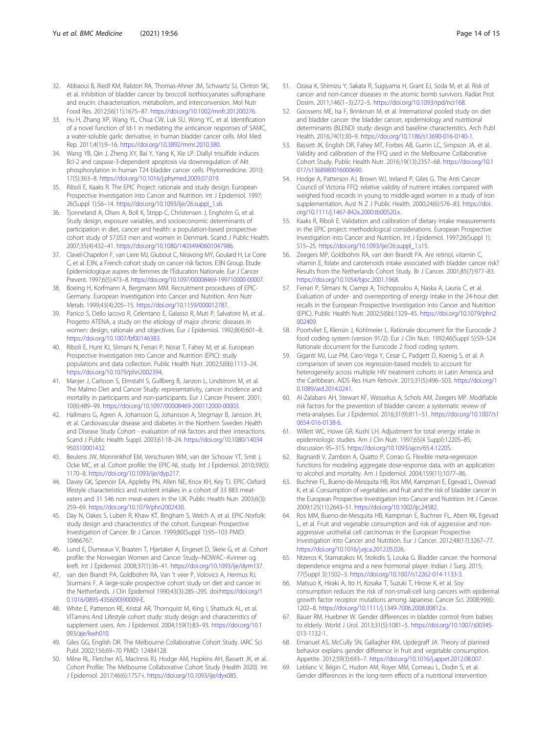32. Abbaoui B, Riedl KM, Ralston RA, Thomas-Ahner JM, Schwartz SJ, Clinton SK, et al. Inhibition of bladder cancer by broccoli isothiocyanates sulforaphane and erucin: characterization, metabolism, and interconversion. Mol Nutr Food Res. 2012;56(11):1675–87. https://doi.org/10.1002/mnfr.201200276.
33. Hu H, Zhang XP, Wang YL, Chua CW, Luk SU, Wong YC, et al. Identification of a novel function of Id-1 in mediating the anticancer responses of SAMC, a water-soluble garlic derivative, in human bladder cancer cells. Mol Med Rep. 2011;4(1):9–16. https://doi.org/10.3892/mmr.2010.380.
34. Wang YB, Qin J, Zheng XY, Bai Y, Yang K, Xie LP. Diallyl trisulfide induces Bcl-2 and caspase-3-dependent apoptosis via downregulation of Akt phosphorylation in human T24 bladder cancer cells. Phytomedicine. 2010;17(5):363–8. https://doi.org/10.1016/j.phymed.2009.07.019.
35. Riboli E, Kaaks R. The EPIC Project: rationale and study design. European Prospective Investigation into Cancer and Nutrition. Int J Epidemiol. 1997;26(Suppl 1):S6–14. https://doi.org/10.1093/ije/26.suppl_1.s6.
36. Tjonneland A, Olsen A, Boll K, Stripp C, Christensen J, Engholm G, et al. Study design, exposure variables, and socioeconomic determinants of participation in diet, cancer and health: a population-based prospective cohort study of 57,053 men and women in Denmark. Scand J Public Health. 2007;35(4):432–41. https://doi.org/10.1080/14034940601047986.
37. Clavel-Chapelon F, van Liere MJ, Giubout C, Niravong MY, Goulard H, Le Corre C, et al. E3N, a French cohort study on cancer risk factors. E3N Group. Etude Epidemiologique aupres de femmes de l'Education Nationale. Eur J Cancer Prevent. 1997;6(5):473–8. https://doi.org/10.1097/00008469-199710000-00007.
38. Boeing H, Korfmann A, Bergmann MM. Recruitment procedures of EPIC-Germany. European Investigation into Cancer and Nutrition. Ann Nutr Metab. 1999;43(4):205–15. https://doi.org/10.1159/000012787.
39. Panico S, Dello Iacovo R, Celentano E, Galasso R, Muti P, Salvatore M, et al. Progetto ATENA, a study on the etiology of major chronic diseases in women: design, rationale and objectives. Eur J Epidemiol. 1992;8(4):601–8. https://doi.org/10.1007/bf00146383.
40. Riboli E, Hunt KJ, Slimani N, Ferrari P, Norat T, Fahey M, et al. European Prospective Investigation into Cancer and Nutrition (EPIC): study populations and data collection. Public Health Nutr. 2002;5(6b):1113–24. https://doi.org/10.1079/phn2002394.
41. Manjer J, Carlsson S, Elmstahl S, Gullberg B, Janzon L, Lindstrom M, et al. The Malmo Diet and Cancer Study: representativity, cancer incidence and mortality in participants and non-participants. Eur J Cancer Prevent. 2001;10(6):489–99. https://doi.org/10.1097/00008469-200112000-00003.
42. Hallmans G, Agren A, Johansson G, Johansson A, Stegmayr B, Jansson JH, et al. Cardiovascular disease and diabetes in the Northern Sweden Health and Disease Study Cohort - evaluation of risk factors and their interactions. Scand J Public Health Suppl. 2003;61:18–24. https://doi.org/10.1080/14034950310001432.
43. Beulens JW, Monninkhof EM, Verschuren WM, van der Schouw YT, Smit J, Ocke MC, et al. Cohort profile: the EPIC-NL study. Int J Epidemiol. 2010;39(5):1170–8. https://doi.org/10.1093/ije/dyp217.
44. Davey GK, Spencer EA, Appleby PN, Allen NE, Knox KH, Key TJ. EPIC-Oxford: lifestyle characteristics and nutrient intakes in a cohort of 33 883 meat-eaters and 31 546 non meat-eaters in the UK. Public Health Nutr. 2003;6(3):259–69. https://doi.org/10.1079/phn2002430.
45. Day N, Oakes S, Luben R, Khaw KT, Bingham S, Welch A, et al. EPIC-Norfolk: study design and characteristics of the cohort. European Prospective Investigation of Cancer. Br J Cancer. 1999;80(Suppl 1):95–103 PMID: 10466767.
46. Lund E, Dumeaux V, Braaten T, Hjartaker A, Engeset D, Skeie G, et al. Cohort profile: the Norwegian Women and Cancer Study--NOWAC--Kvinner og kreft. Int J Epidemiol. 2008;37(1):36–41. https://doi.org/10.1093/ije/dym137.
47. van den Brandt PA, Goldbohm RA, Van 't veer P, Volovics A, Hermus RJ, Sturmans F. A large-scale prospective cohort study on diet and cancer in the Netherlands. J Clin Epidemiol 1990;43(3):285–295. doi:https://doi.org/10.1016/0895-4356(90)90009-E.
48. White E, Patterson RE, Kristal AR, Thornquist M, King I, Shattuck AL, et al. VITamins And Lifestyle cohort study: study design and characteristics of supplement users. Am J Epidemiol. 2004;159(1):83–93. https://doi.org/10.1093/aje/kwh010.
49. Giles GG, English DR. The Melbourne Collaborative Cohort Study. IARC Sci Publ. 2002;156:69–70 PMID: 12484128.
50. Milne RL, Fletcher AS, MacInnis RJ, Hodge AM, Hopkins AH, Bassett JK, et al. Cohort Profile: The Melbourne Collaborative Cohort Study (Health 2020). Int J Epidemiol. 2017;46(6):1757-i. https://doi.org/10.1093/ije/dyx085.
51. Ozasa K, Shimizu Y, Sakata R, Sugiyama H, Grant EJ, Soda M, et al. Risk of cancer and non-cancer diseases in the atomic bomb survivors. Radiat Prot Dosim. 2011;146(1–3):272–5. https://doi.org/10.1093/rpd/ncr168.
52. Goossens ME, Isa F, Brinkman M, et al. International pooled study on diet and bladder cancer: the bladder cancer, epidemiology and nutritional determinants (BLEND) study: design and baseline characteristics. Arch Publ Health. 2016;74(1):30–9. https://doi.org/10.1186/s13690-016-0140-1.
53. Bassett JK, English DR, Fahey MT, Forbes AB, Gurrin LC, Simpson JA, et al. Validity and calibration of the FFQ used in the Melbourne Collaborative Cohort Study. Public Health Nutr. 2016;19(13):2357–68. https://doi.org/10.1017/s1368980016000690.
54. Hodge A, Patterson AJ, Brown WJ, Ireland P, Giles G. The Anti Cancer Council of Victoria FFQ: relative validity of nutrient intakes compared with weighed food records in young to middle-aged women in a study of iron supplementation. Aust N Z J Public Health. 2000;24(6):576–83. https://doi.org/10.1111/j.1467-842x.2000.tb00520.x.
55. Kaaks R, Riboli E. Validation and calibration of dietary intake measurements in the EPIC project: methodological considerations. European Prospective Investigation into Cancer and Nutrition. Int J Epidemiol. 1997;26(Suppl 1):S15–25. https://doi.org/10.1093/ije/26.suppl_1.s15.
56. Zeegers MP, Goldbohm RA, van den Brandt PA. Are retinol, vitamin C, vitamin E, folate and carotenoids intake associated with bladder cancer risk? Results from the Netherlands Cohort Study. Br J Cancer. 2001;85(7):977–83. https://doi.org/10.1054/bjoc.2001.1968.
57. Ferrari P, Slimani N, Ciampi A, Trichopoulou A, Naska A, Lauria C, et al. Evaluation of under- and overreporting of energy intake in the 24-hour diet recalls in the European Prospective Investigation into Cancer and Nutrition (EPIC). Public Health Nutr. 2002;5(6b):1329–45. https://doi.org/10.1079/phn2002409.
58. Poortvliet E, Klensin J, Kohlmeier L. Rationale document for the Eurocode 2 food coding system (version 91/2). Eur J Clin Nutr. 1992;46(Suppl 5):S9–S24 Rationale document for the Eurocode 2 food coding system.
59. Giganti MJ, Luz PM, Caro-Vega Y, Cesar C, Padgett D, Koenig S, et al. A comparison of seven cox regression-based models to account for heterogeneity across multiple HIV treatment cohorts in Latin America and the Caribbean. AIDS Res Hum Retrovir. 2015;31(5):496–503. https://doi.org/10.1089/aid.2014.0241.
60. Al-Zalabani AH, Stewart KF, Wesselius A, Schols AM, Zeegers MP. Modifiable risk factors for the prevention of bladder cancer: a systematic review of meta-analyses. Eur J Epidemiol. 2016;31(9):811–51. https://doi.org/10.1007/s10654-016-0138-6.
61. Willett WC, Howe GR, Kushi LH. Adjustment for total energy intake in epidemiologic studies. Am J Clin Nutr. 1997;65(4 Suppl):1220S–8S; discussion 9S–31S. https://doi.org/10.1093/ajcn/65.4.1220S.
62. Bagnardi V, Zambon A, Quatto P, Corrao G. Flexible meta-regression functions for modeling aggregate dose-response data, with an application to alcohol and mortality. Am J Epidemiol. 2004;159(11):1077–86.
63. Buchner FL, Bueno-de-Mesquita HB, Ros MM, Kampman E, Egevad L, Overvad K, et al. Consumption of vegetables and fruit and the risk of bladder cancer in the European Prospective Investigation into Cancer and Nutrition. Int J Cancer. 2009;125(11):2643–51. https://doi.org/10.1002/ijc.24582.
64. Ros MM, Bueno-de-Mesquita HB, Kampman E, Buchner FL, Aben KK, Egevad L, et al. Fruit and vegetable consumption and risk of aggressive and non-aggressive urothelial cell carcinomas in the European Prospective Investigation into Cancer and Nutrition. Eur J Cancer. 2012;48(17):3267–77. https://doi.org/10.1016/j.ejca.2012.05.026.
65. Ntzeros K, Stamatakos M, Stokidis S, Louka G. Bladder cancer: the hormonal dependence enigma and a new hormonal player. Indian J Surg. 2015;77(Suppl 3):1502–3. https://doi.org/10.1007/s12262-014-1133-3.
66. Matsuo K, Hiraki A, Ito H, Kosaka T, Suzuki T, Hirose K, et al. Soy consumption reduces the risk of non-small-cell lung cancers with epidermal growth factor receptor mutations among Japanese. Cancer Sci. 2008;99(6):1202–8. https://doi.org/10.1111/j.1349-7006.2008.00812.x.
67. Bauer RM, Huebner W. Gender differences in bladder control: from babies to elderly. World J Urol. 2013;31(5):1081–5. https://doi.org/10.1007/s00345-013-1132-1.
68. Emanuel AS, McCully SN, Gallagher KM, Updegraff JA. Theory of planned behavior explains gender difference in fruit and vegetable consumption. Appetite. 2012;59(3):693–7. https://doi.org/10.1016/j.appet.2012.08.007.
69. Leblanc V, Bégin C, Hudon AM, Royer MM, Corneau L, Dodin S, et al. Gender differences in the long-term effects of a nutritional intervention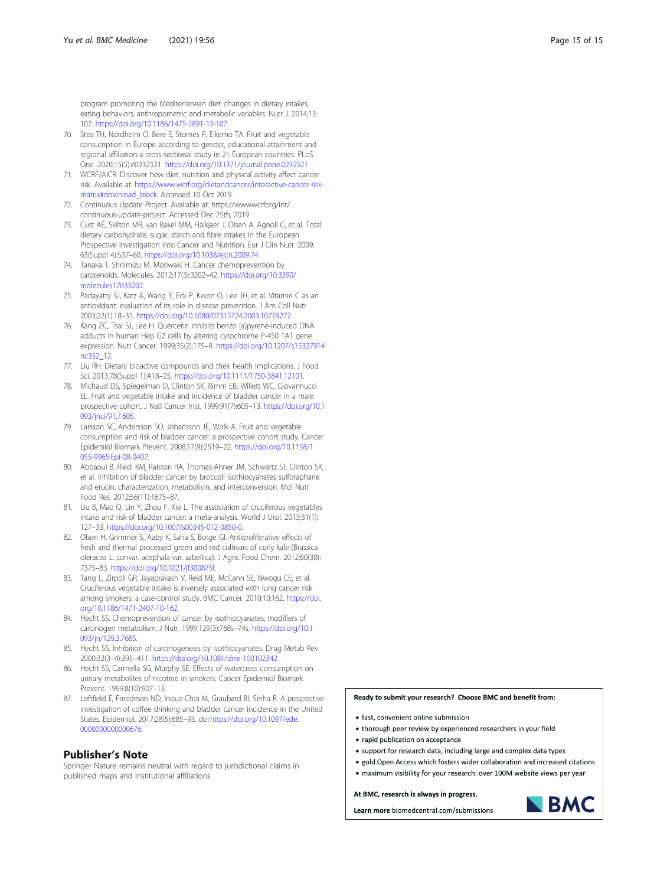program promoting the Mediterranean diet: changes in dietary intakes, eating behaviors, anthropometric and metabolic variables. Nutr J. 2014;13: 107. https://doi.org/10.1186/1475-2891-13-107.

70. Stea TH, Nordheim O, Bere E, Stornes P, Eikemo TA. Fruit and vegetable consumption in Europe according to gender, educational attainment and regional affiliation-a cross-sectional study in 21 European countries. PLoS One. 2020;15(5):e0232521. https://doi.org/10.1371/journal.pone.0232521.
71. WCRF/AICR. Discover how diet, nutrition and physical activity affect cancer risk. Available at: https://www.wcrf.org/dietandcancer/interactive-cancer-risk-matrix#download_block. Accessed 10 Oct 2019.
72. Continuous Update Project. Available at: https://wwwwcrforg/int/continuous-update-project. Accessed Dec 25th, 2019.
73. Cust AE, Skilton MR, van Bakel MM, Halkjaer J, Olsen A, Agnoli C, et al. Total dietary carbohydrate, sugar, starch and fibre intakes in the European Prospective Investigation into Cancer and Nutrition. Eur J Clin Nutr. 2009; 63(Suppl 4):S37–60. https://doi.org/10.1038/ejcn.2009.74.
74. Tanaka T, Shnimizu M, Moriwaki H. Cancer chemoprevention by carotenoids. Molecules. 2012;17(3):3202–42. https://doi.org/10.3390/molecules17033202.
75. Padayatty SJ, Katz A, Wang Y, Eck P, Kwon O, Lee JH, et al. Vitamin C as an antioxidant: evaluation of its role in disease prevention. J Am Coll Nutr. 2003;22(1):18–35. https://doi.org/10.1080/07315724.2003.10719272.
76. Kang ZC, Tsai SJ, Lee H. Quercetin inhibits benzo [a]pyrene-induced DNA adducts in human Hep G2 cells by altering cytochrome P-450 1A1 gene expression. Nutr Cancer. 1999;35(2):175–9. https://doi.org/10.1207/s15327914nc352_12.
77. Liu RH. Dietary bioactive compounds and their health implications. J Food Sci. 2013;78(Suppl 1):A18–25. https://doi.org/10.1111/1750-3841.12101.
78. Michaud DS, Spiegelman D, Clinton SK, Rimm EB, Willett WC, Giovannucci EL. Fruit and vegetable intake and incidence of bladder cancer in a male prospective cohort. J Natl Cancer Inst. 1999;91(7):605–13. https://doi.org/10.1093/jnci/91.7.605.
79. Larsson SC, Andersson SO, Johansson JE, Wolk A. Fruit and vegetable consumption and risk of bladder cancer: a prospective cohort study. Cancer Epidemiol Biomark Prevent. 2008;17(9):2519–22. https://doi.org/10.1158/1055-9965.Epi-08-0407.
80. Abbaoui B, Riedl KM, Ralston RA, Thomas-Ahner JM, Schwartz SJ, Clinton SK, et al. Inhibition of bladder cancer by broccoli isothiocyanates sulforaphane and erucin: characterization, metabolism, and interconversion. Mol Nutr Food Res. 2012;56(11):1675–87.
81. Liu B, Mao Q, Lin Y, Zhou F, Xie L. The association of cruciferous vegetables intake and risk of bladder cancer: a meta-analysis. World J Urol. 2013;31(1): 127–33. https://doi.org/10.1007/s00345-012-0850-0.
82. Olsen H, Grimmer S, Aaby K, Saha S, Borge GI. Antiproliferative effects of fresh and thermal processed green and red cultivars of curly kale (Brassica oleracea L. convar. acephala var. sabellica). J Agric Food Chem. 2012;60(30): 7375–83. https://doi.org/10.1021/jf300875f.
83. Tang L, Zirpoli GR, Jayaprakash V, Reid ME, McCann SE, Nwogu CE, et al. Cruciferous vegetable intake is inversely associated with lung cancer risk among smokers: a case-control study. BMC Cancer. 2010;10:162. https://doi.org/10.1186/1471-2407-10-162.
84. Hecht SS. Chemoprevention of cancer by isothiocyanates, modifiers of carcinogen metabolism. J Nutr. 1999;129(3):768s–74s. https://doi.org/10.1093/jn/129.3.768S.
85. Hecht SS. Inhibition of carcinogenesis by isothiocyanates. Drug Metab Rev. 2000;32(3–4):395–411. https://doi.org/10.1081/dmr-100102342.
86. Hecht SS, Carmella SG, Murphy SE. Effects of watercress consumption on urinary metabolites of nicotine in smokers. Cancer Epidemiol Biomark Prevent. 1999;8(10):907–13.
87. Loftfield E, Freedman ND, Inoue-Choi M, Graubard BI, Sinha R. A prospective investigation of coffee drinking and bladder cancer incidence in the United States. Epidemiol. 2017;28(5):685–93. doi:https://doi.org/10.1097/ede.0000000000000676.

## Publisher's Note

Springer Nature remains neutral with regard to jurisdictional claims in published maps and institutional affiliations.

**Ready to submit your research? Choose BMC and benefit from:**

- fast, convenient online submission
- thorough peer review by experienced researchers in your field
- rapid publication on acceptance
- support for research data, including large and complex data types
- gold Open Access which fosters wider collaboration and increased citations
- maximum visibility for your research: over 100M website views per year

**At BMC, research is always in progress.**

**Learn more** biomedcentral.com/submissions

BMC